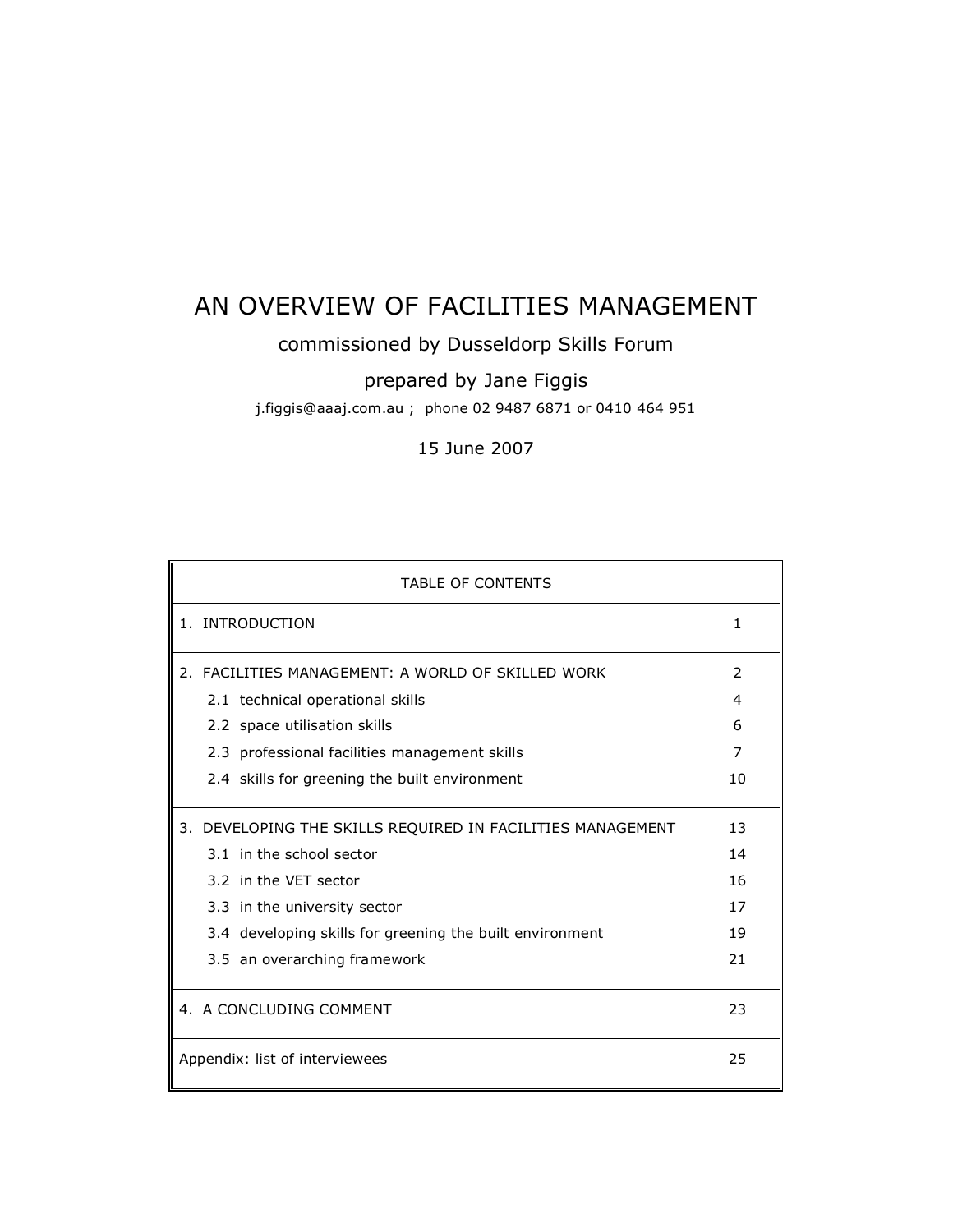# AN OVERVIEW OF FACILITIES MANAGEMENT

commissioned by Dusseldorp Skills Forum

prepared by Jane Figgis

j.figgis@aaaj.com.au ; phone 02 9487 6871 or 0410 464 951

15 June 2007

| TABLE OF CONTENTS | |
|---|---|
| 1. INTRODUCTION | 1 |
| 2. FACILITIES MANAGEMENT: A WORLD OF SKILLED WORK | 2 |
| 2.1 technical operational skills | 4 |
| 2.2 space utilisation skills | 6 |
| 2.3 professional facilities management skills | 7 |
| 2.4 skills for greening the built environment | 10 |
| 3. DEVELOPING THE SKILLS REQUIRED IN FACILITIES MANAGEMENT | 13 |
| 3.1 in the school sector | 14 |
| 3.2 in the VET sector | 16 |
| 3.3 in the university sector | 17 |
| 3.4 developing skills for greening the built environment | 19 |
| 3.5 an overarching framework | 21 |
| 4. A CONCLUDING COMMENT | 23 |
| Appendix: list of interviewees | 25 |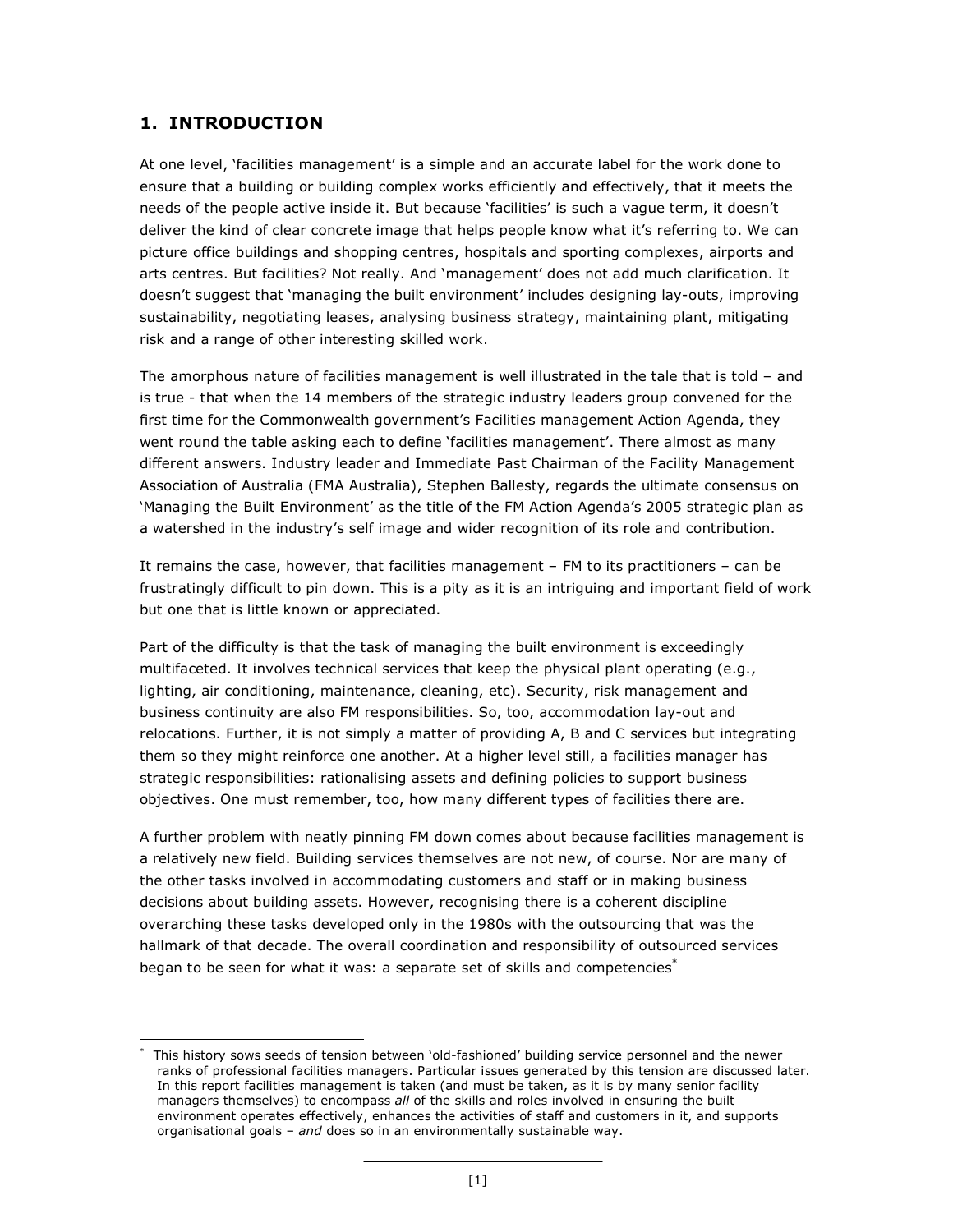## 1. INTRODUCTION

At one level, 'facilities management' is a simple and an accurate label for the work done to ensure that a building or building complex works efficiently and effectively, that it meets the needs of the people active inside it. But because 'facilities' is such a vague term, it doesn't deliver the kind of clear concrete image that helps people know what it's referring to. We can picture office buildings and shopping centres, hospitals and sporting complexes, airports and arts centres. But facilities? Not really. And 'management' does not add much clarification. It doesn't suggest that 'managing the built environment' includes designing lay-outs, improving sustainability, negotiating leases, analysing business strategy, maintaining plant, mitigating risk and a range of other interesting skilled work.

The amorphous nature of facilities management is well illustrated in the tale that is told – and is true - that when the 14 members of the strategic industry leaders group convened for the first time for the Commonwealth government's Facilities management Action Agenda, they went round the table asking each to define 'facilities management'. There almost as many different answers. Industry leader and Immediate Past Chairman of the Facility Management Association of Australia (FMA Australia), Stephen Ballesty, regards the ultimate consensus on 'Managing the Built Environment' as the title of the FM Action Agenda's 2005 strategic plan as a watershed in the industry's self image and wider recognition of its role and contribution.

It remains the case, however, that facilities management – FM to its practitioners – can be frustratingly difficult to pin down. This is a pity as it is an intriguing and important field of work but one that is little known or appreciated.

Part of the difficulty is that the task of managing the built environment is exceedingly multifaceted. It involves technical services that keep the physical plant operating (e.g., lighting, air conditioning, maintenance, cleaning, etc). Security, risk management and business continuity are also FM responsibilities. So, too, accommodation lay-out and relocations. Further, it is not simply a matter of providing A, B and C services but integrating them so they might reinforce one another. At a higher level still, a facilities manager has strategic responsibilities: rationalising assets and defining policies to support business objectives. One must remember, too, how many different types of facilities there are.

A further problem with neatly pinning FM down comes about because facilities management is a relatively new field. Building services themselves are not new, of course. Nor are many of the other tasks involved in accommodating customers and staff or in making business decisions about building assets. However, recognising there is a coherent discipline overarching these tasks developed only in the 1980s with the outsourcing that was the hallmark of that decade. The overall coordination and responsibility of outsourced services began to be seen for what it was: a separate set of skills and competencies*

---

* This history sows seeds of tension between 'old-fashioned' building service personnel and the newer ranks of professional facilities managers. Particular issues generated by this tension are discussed later. In this report facilities management is taken (and must be taken, as it is by many senior facility managers themselves) to encompass *all* of the skills and roles involved in ensuring the built environment operates effectively, enhances the activities of staff and customers in it, and supports organisational goals – *and* does so in an environmentally sustainable way.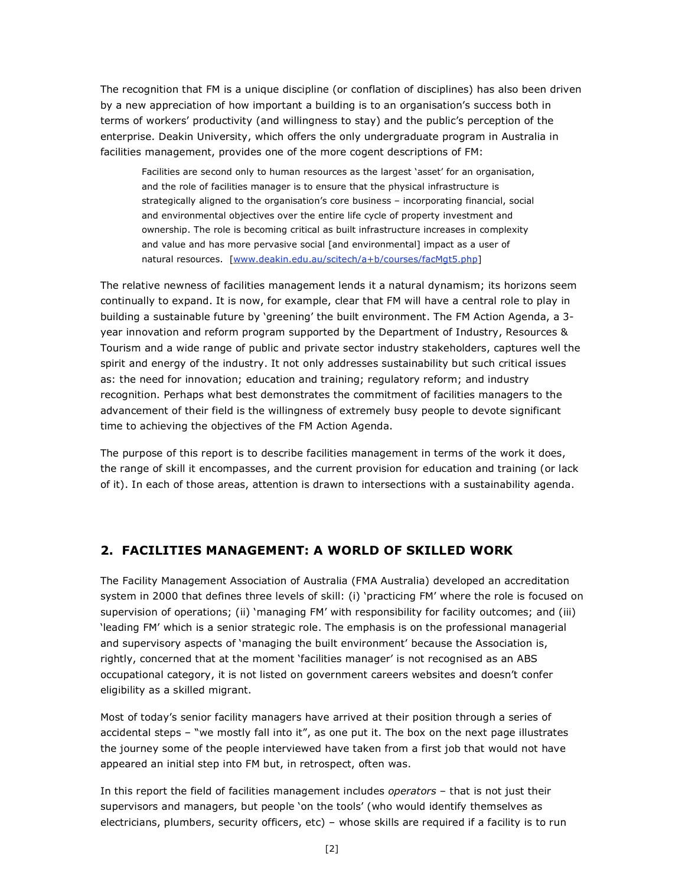The recognition that FM is a unique discipline (or conflation of disciplines) has also been driven by a new appreciation of how important a building is to an organisation's success both in terms of workers' productivity (and willingness to stay) and the public's perception of the enterprise. Deakin University, which offers the only undergraduate program in Australia in facilities management, provides one of the more cogent descriptions of FM:

> Facilities are second only to human resources as the largest 'asset' for an organisation, and the role of facilities manager is to ensure that the physical infrastructure is strategically aligned to the organisation's core business – incorporating financial, social and environmental objectives over the entire life cycle of property investment and ownership. The role is becoming critical as built infrastructure increases in complexity and value and has more pervasive social [and environmental] impact as a user of natural resources. [www.deakin.edu.au/scitech/a+b/courses/facMgt5.php]

The relative newness of facilities management lends it a natural dynamism; its horizons seem continually to expand. It is now, for example, clear that FM will have a central role to play in building a sustainable future by 'greening' the built environment. The FM Action Agenda, a 3-year innovation and reform program supported by the Department of Industry, Resources & Tourism and a wide range of public and private sector industry stakeholders, captures well the spirit and energy of the industry. It not only addresses sustainability but such critical issues as: the need for innovation; education and training; regulatory reform; and industry recognition. Perhaps what best demonstrates the commitment of facilities managers to the advancement of their field is the willingness of extremely busy people to devote significant time to achieving the objectives of the FM Action Agenda.

The purpose of this report is to describe facilities management in terms of the work it does, the range of skill it encompasses, and the current provision for education and training (or lack of it). In each of those areas, attention is drawn to intersections with a sustainability agenda.

## 2. FACILITIES MANAGEMENT: A WORLD OF SKILLED WORK

The Facility Management Association of Australia (FMA Australia) developed an accreditation system in 2000 that defines three levels of skill: (i) 'practicing FM' where the role is focused on supervision of operations; (ii) 'managing FM' with responsibility for facility outcomes; and (iii) 'leading FM' which is a senior strategic role. The emphasis is on the professional managerial and supervisory aspects of 'managing the built environment' because the Association is, rightly, concerned that at the moment 'facilities manager' is not recognised as an ABS occupational category, it is not listed on government careers websites and doesn't confer eligibility as a skilled migrant.

Most of today's senior facility managers have arrived at their position through a series of accidental steps – "we mostly fall into it", as one put it. The box on the next page illustrates the journey some of the people interviewed have taken from a first job that would not have appeared an initial step into FM but, in retrospect, often was.

In this report the field of facilities management includes *operators* – that is not just their supervisors and managers, but people 'on the tools' (who would identify themselves as electricians, plumbers, security officers, etc) – whose skills are required if a facility is to run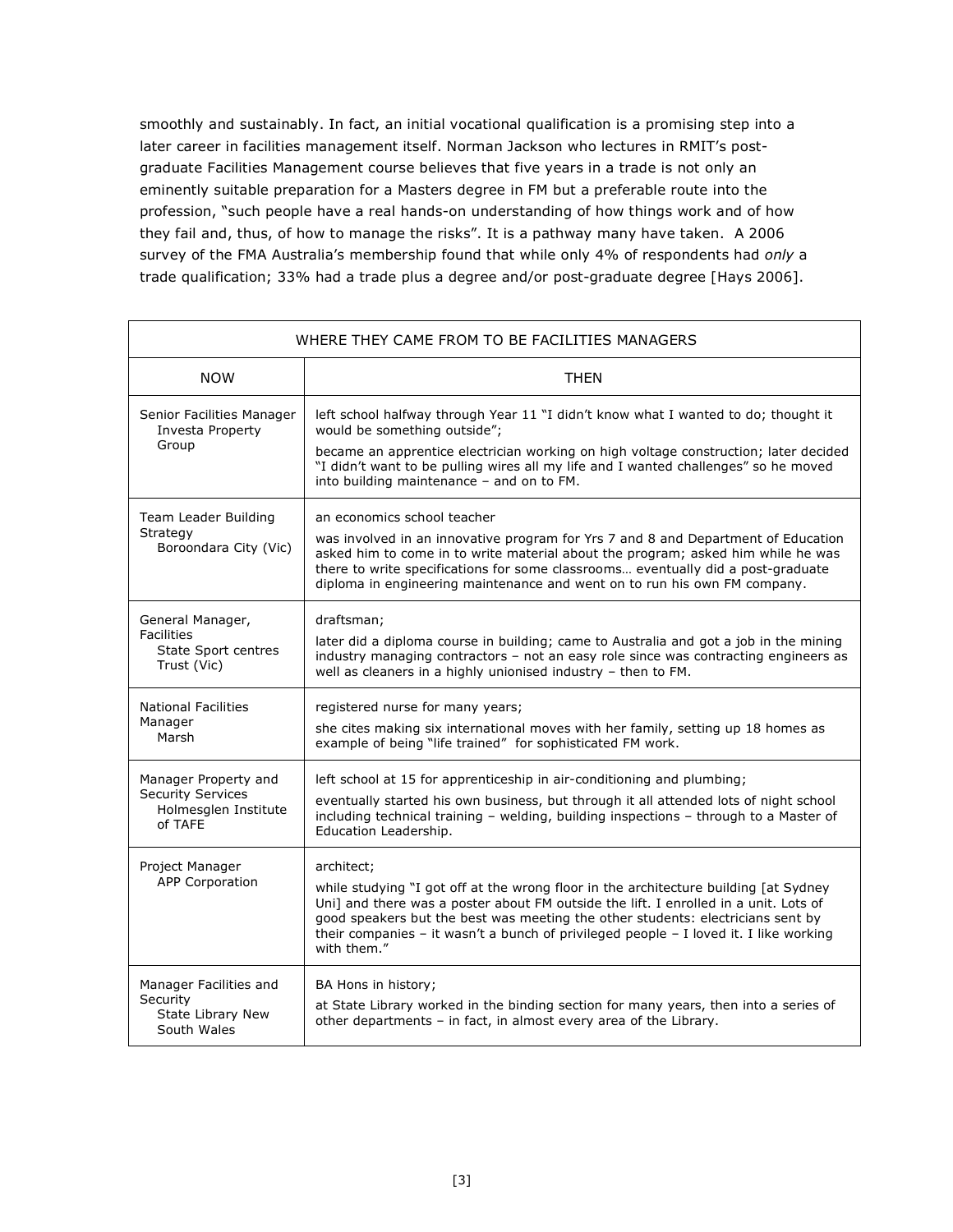smoothly and sustainably. In fact, an initial vocational qualification is a promising step into a later career in facilities management itself. Norman Jackson who lectures in RMIT's post-graduate Facilities Management course believes that five years in a trade is not only an eminently suitable preparation for a Masters degree in FM but a preferable route into the profession, "such people have a real hands-on understanding of how things work and of how they fail and, thus, of how to manage the risks". It is a pathway many have taken. A 2006 survey of the FMA Australia's membership found that while only 4% of respondents had *only* a trade qualification; 33% had a trade plus a degree and/or post-graduate degree [Hays 2006].

| WHERE THEY CAME FROM TO BE FACILITIES MANAGERS | |
|---|---|
| NOW | THEN |
| Senior Facilities Manager Investa Property Group | left school halfway through Year 11 "I didn't know what I wanted to do; thought it would be something outside"; became an apprentice electrician working on high voltage construction; later decided "I didn't want to be pulling wires all my life and I wanted challenges" so he moved into building maintenance – and on to FM. |
| Team Leader Building Strategy Boroondara City (Vic) | an economics school teacher was involved in an innovative program for Yrs 7 and 8 and Department of Education asked him to come in to write material about the program; asked him while he was there to write specifications for some classrooms… eventually did a post-graduate diploma in engineering maintenance and went on to run his own FM company. |
| General Manager, Facilities State Sport centres Trust (Vic) | draftsman; later did a diploma course in building; came to Australia and got a job in the mining industry managing contractors – not an easy role since was contracting engineers as well as cleaners in a highly unionised industry – then to FM. |
| National Facilities Manager Marsh | registered nurse for many years; she cites making six international moves with her family, setting up 18 homes as example of being "life trained" for sophisticated FM work. |
| Manager Property and Security Services Holmesglen Institute of TAFE | left school at 15 for apprenticeship in air-conditioning and plumbing; eventually started his own business, but through it all attended lots of night school including technical training – welding, building inspections – through to a Master of Education Leadership. |
| Project Manager APP Corporation | architect; while studying "I got off at the wrong floor in the architecture building [at Sydney Uni] and there was a poster about FM outside the lift. I enrolled in a unit. Lots of good speakers but the best was meeting the other students: electricians sent by their companies – it wasn't a bunch of privileged people – I loved it. I like working with them." |
| Manager Facilities and Security State Library New South Wales | BA Hons in history; at State Library worked in the binding section for many years, then into a series of other departments – in fact, in almost every area of the Library. |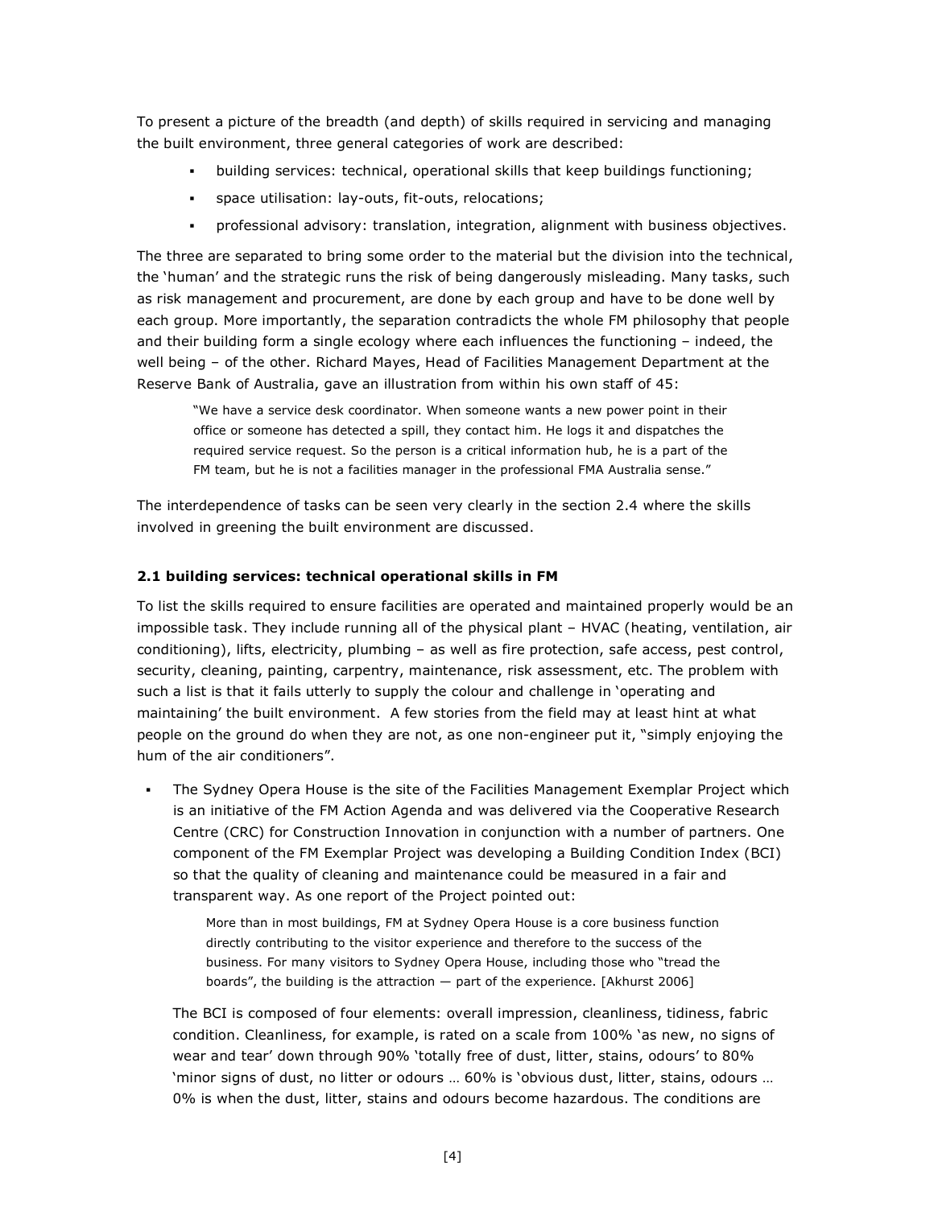To present a picture of the breadth (and depth) of skills required in servicing and managing the built environment, three general categories of work are described:

- building services: technical, operational skills that keep buildings functioning;
- space utilisation: lay-outs, fit-outs, relocations;
- professional advisory: translation, integration, alignment with business objectives.

The three are separated to bring some order to the material but the division into the technical, the 'human' and the strategic runs the risk of being dangerously misleading. Many tasks, such as risk management and procurement, are done by each group and have to be done well by each group. More importantly, the separation contradicts the whole FM philosophy that people and their building form a single ecology where each influences the functioning – indeed, the well being – of the other. Richard Mayes, Head of Facilities Management Department at the Reserve Bank of Australia, gave an illustration from within his own staff of 45:

> "We have a service desk coordinator. When someone wants a new power point in their office or someone has detected a spill, they contact him. He logs it and dispatches the required service request. So the person is a critical information hub, he is a part of the FM team, but he is not a facilities manager in the professional FMA Australia sense."

The interdependence of tasks can be seen very clearly in the section 2.4 where the skills involved in greening the built environment are discussed.

### 2.1 building services: technical operational skills in FM

To list the skills required to ensure facilities are operated and maintained properly would be an impossible task. They include running all of the physical plant – HVAC (heating, ventilation, air conditioning), lifts, electricity, plumbing – as well as fire protection, safe access, pest control, security, cleaning, painting, carpentry, maintenance, risk assessment, etc. The problem with such a list is that it fails utterly to supply the colour and challenge in 'operating and maintaining' the built environment. A few stories from the field may at least hint at what people on the ground do when they are not, as one non-engineer put it, "simply enjoying the hum of the air conditioners".

- The Sydney Opera House is the site of the Facilities Management Exemplar Project which is an initiative of the FM Action Agenda and was delivered via the Cooperative Research Centre (CRC) for Construction Innovation in conjunction with a number of partners. One component of the FM Exemplar Project was developing a Building Condition Index (BCI) so that the quality of cleaning and maintenance could be measured in a fair and transparent way. As one report of the Project pointed out:

  > More than in most buildings, FM at Sydney Opera House is a core business function directly contributing to the visitor experience and therefore to the success of the business. For many visitors to Sydney Opera House, including those who "tread the boards", the building is the attraction — part of the experience. [Akhurst 2006]

  The BCI is composed of four elements: overall impression, cleanliness, tidiness, fabric condition. Cleanliness, for example, is rated on a scale from 100% 'as new, no signs of wear and tear' down through 90% 'totally free of dust, litter, stains, odours' to 80% 'minor signs of dust, no litter or odours … 60% is 'obvious dust, litter, stains, odours … 0% is when the dust, litter, stains and odours become hazardous. The conditions are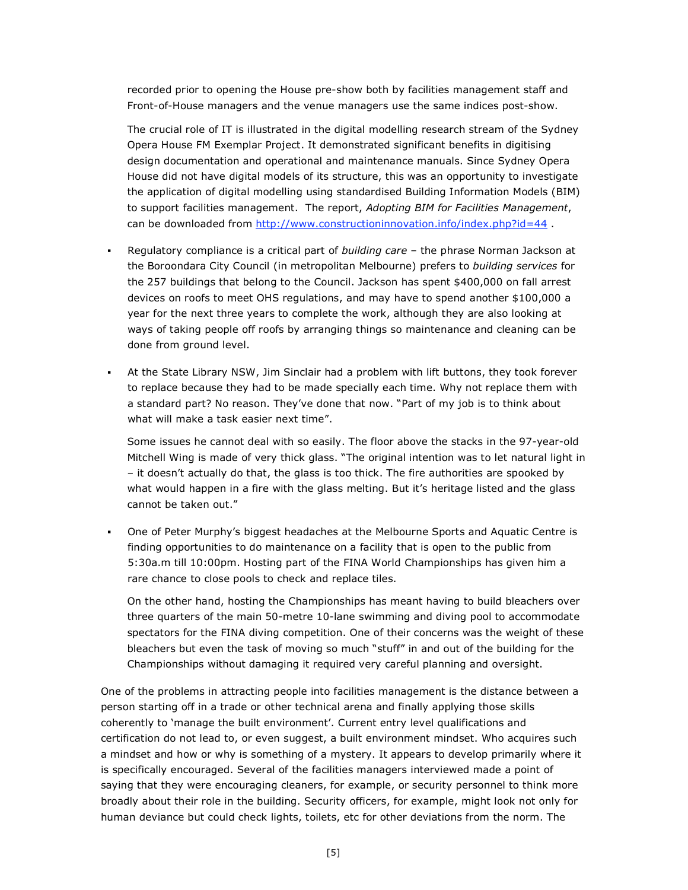recorded prior to opening the House pre-show both by facilities management staff and Front-of-House managers and the venue managers use the same indices post-show.

The crucial role of IT is illustrated in the digital modelling research stream of the Sydney Opera House FM Exemplar Project. It demonstrated significant benefits in digitising design documentation and operational and maintenance manuals. Since Sydney Opera House did not have digital models of its structure, this was an opportunity to investigate the application of digital modelling using standardised Building Information Models (BIM) to support facilities management. The report, *Adopting BIM for Facilities Management*, can be downloaded from http://www.constructioninnovation.info/index.php?id=44 .

- Regulatory compliance is a critical part of *building care* – the phrase Norman Jackson at the Boroondara City Council (in metropolitan Melbourne) prefers to *building services* for the 257 buildings that belong to the Council. Jackson has spent $400,000 on fall arrest devices on roofs to meet OHS regulations, and may have to spend another $100,000 a year for the next three years to complete the work, although they are also looking at ways of taking people off roofs by arranging things so maintenance and cleaning can be done from ground level.

- At the State Library NSW, Jim Sinclair had a problem with lift buttons, they took forever to replace because they had to be made specially each time. Why not replace them with a standard part? No reason. They've done that now. "Part of my job is to think about what will make a task easier next time".

  Some issues he cannot deal with so easily. The floor above the stacks in the 97-year-old Mitchell Wing is made of very thick glass. "The original intention was to let natural light in – it doesn't actually do that, the glass is too thick. The fire authorities are spooked by what would happen in a fire with the glass melting. But it's heritage listed and the glass cannot be taken out."

- One of Peter Murphy's biggest headaches at the Melbourne Sports and Aquatic Centre is finding opportunities to do maintenance on a facility that is open to the public from 5:30a.m till 10:00pm. Hosting part of the FINA World Championships has given him a rare chance to close pools to check and replace tiles.

  On the other hand, hosting the Championships has meant having to build bleachers over three quarters of the main 50-metre 10-lane swimming and diving pool to accommodate spectators for the FINA diving competition. One of their concerns was the weight of these bleachers but even the task of moving so much "stuff" in and out of the building for the Championships without damaging it required very careful planning and oversight.

One of the problems in attracting people into facilities management is the distance between a person starting off in a trade or other technical arena and finally applying those skills coherently to 'manage the built environment'. Current entry level qualifications and certification do not lead to, or even suggest, a built environment mindset. Who acquires such a mindset and how or why is something of a mystery. It appears to develop primarily where it is specifically encouraged. Several of the facilities managers interviewed made a point of saying that they were encouraging cleaners, for example, or security personnel to think more broadly about their role in the building. Security officers, for example, might look not only for human deviance but could check lights, toilets, etc for other deviations from the norm. The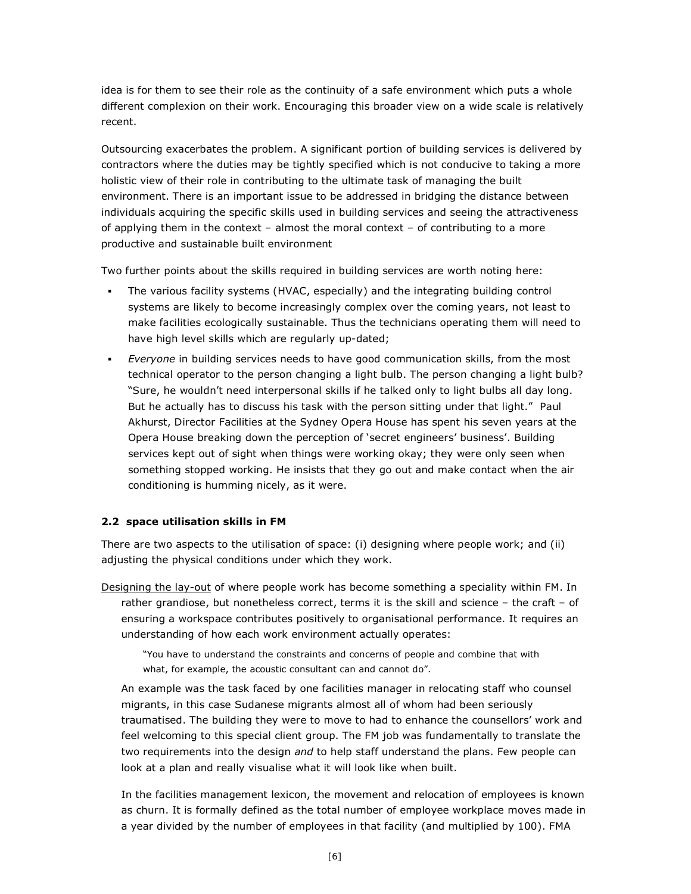idea is for them to see their role as the continuity of a safe environment which puts a whole different complexion on their work. Encouraging this broader view on a wide scale is relatively recent.

Outsourcing exacerbates the problem. A significant portion of building services is delivered by contractors where the duties may be tightly specified which is not conducive to taking a more holistic view of their role in contributing to the ultimate task of managing the built environment. There is an important issue to be addressed in bridging the distance between individuals acquiring the specific skills used in building services and seeing the attractiveness of applying them in the context – almost the moral context – of contributing to a more productive and sustainable built environment

Two further points about the skills required in building services are worth noting here:

- The various facility systems (HVAC, especially) and the integrating building control systems are likely to become increasingly complex over the coming years, not least to make facilities ecologically sustainable. Thus the technicians operating them will need to have high level skills which are regularly up-dated;
- *Everyone* in building services needs to have good communication skills, from the most technical operator to the person changing a light bulb. The person changing a light bulb? "Sure, he wouldn't need interpersonal skills if he talked only to light bulbs all day long. But he actually has to discuss his task with the person sitting under that light." Paul Akhurst, Director Facilities at the Sydney Opera House has spent his seven years at the Opera House breaking down the perception of 'secret engineers' business'. Building services kept out of sight when things were working okay; they were only seen when something stopped working. He insists that they go out and make contact when the air conditioning is humming nicely, as it were.

### 2.2 space utilisation skills in FM

There are two aspects to the utilisation of space: (i) designing where people work; and (ii) adjusting the physical conditions under which they work.

Designing the lay-out of where people work has become something a speciality within FM. In rather grandiose, but nonetheless correct, terms it is the skill and science – the craft – of ensuring a workspace contributes positively to organisational performance. It requires an understanding of how each work environment actually operates:

> "You have to understand the constraints and concerns of people and combine that with what, for example, the acoustic consultant can and cannot do".

An example was the task faced by one facilities manager in relocating staff who counsel migrants, in this case Sudanese migrants almost all of whom had been seriously traumatised. The building they were to move to had to enhance the counsellors' work and feel welcoming to this special client group. The FM job was fundamentally to translate the two requirements into the design *and* to help staff understand the plans. Few people can look at a plan and really visualise what it will look like when built.

In the facilities management lexicon, the movement and relocation of employees is known as churn. It is formally defined as the total number of employee workplace moves made in a year divided by the number of employees in that facility (and multiplied by 100). FMA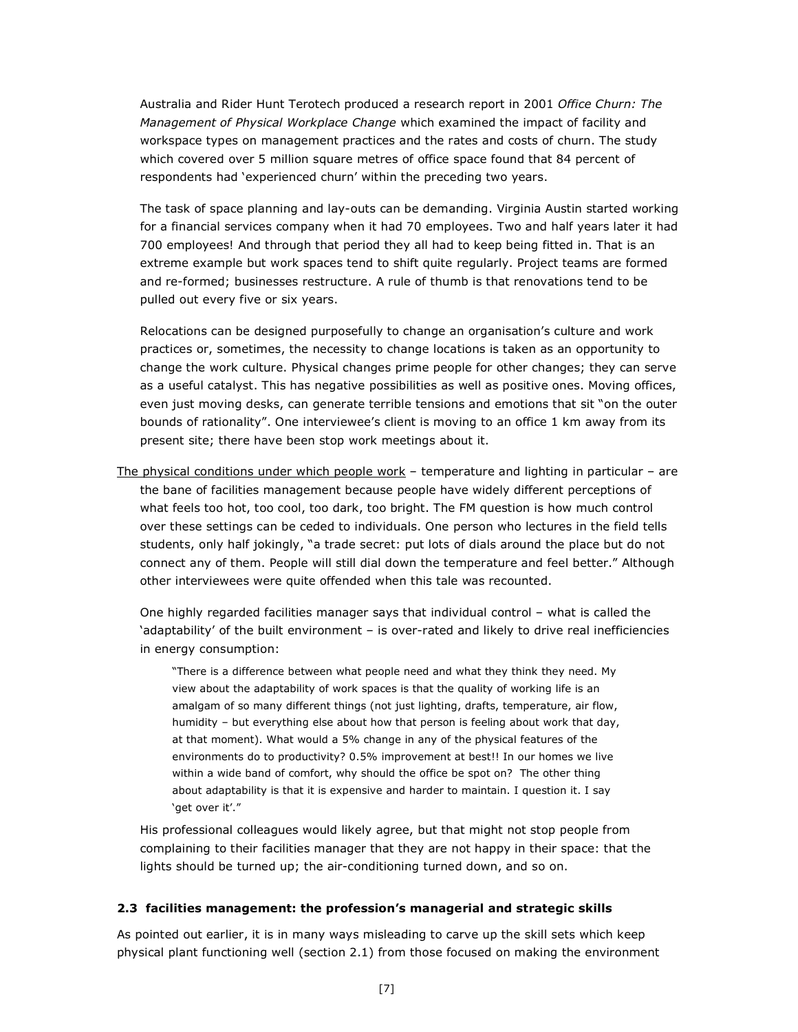Australia and Rider Hunt Terotech produced a research report in 2001 *Office Churn: The Management of Physical Workplace Change* which examined the impact of facility and workspace types on management practices and the rates and costs of churn. The study which covered over 5 million square metres of office space found that 84 percent of respondents had 'experienced churn' within the preceding two years.

The task of space planning and lay-outs can be demanding. Virginia Austin started working for a financial services company when it had 70 employees. Two and half years later it had 700 employees! And through that period they all had to keep being fitted in. That is an extreme example but work spaces tend to shift quite regularly. Project teams are formed and re-formed; businesses restructure. A rule of thumb is that renovations tend to be pulled out every five or six years.

Relocations can be designed purposefully to change an organisation's culture and work practices or, sometimes, the necessity to change locations is taken as an opportunity to change the work culture. Physical changes prime people for other changes; they can serve as a useful catalyst. This has negative possibilities as well as positive ones. Moving offices, even just moving desks, can generate terrible tensions and emotions that sit "on the outer bounds of rationality". One interviewee's client is moving to an office 1 km away from its present site; there have been stop work meetings about it.

<u>The physical conditions under which people work</u> – temperature and lighting in particular – are the bane of facilities management because people have widely different perceptions of what feels too hot, too cool, too dark, too bright. The FM question is how much control over these settings can be ceded to individuals. One person who lectures in the field tells students, only half jokingly, "a trade secret: put lots of dials around the place but do not connect any of them. People will still dial down the temperature and feel better." Although other interviewees were quite offended when this tale was recounted.

One highly regarded facilities manager says that individual control – what is called the 'adaptability' of the built environment – is over-rated and likely to drive real inefficiencies in energy consumption:

> "There is a difference between what people need and what they think they need. My view about the adaptability of work spaces is that the quality of working life is an amalgam of so many different things (not just lighting, drafts, temperature, air flow, humidity – but everything else about how that person is feeling about work that day, at that moment). What would a 5% change in any of the physical features of the environments do to productivity? 0.5% improvement at best!! In our homes we live within a wide band of comfort, why should the office be spot on? The other thing about adaptability is that it is expensive and harder to maintain. I question it. I say 'get over it'."

His professional colleagues would likely agree, but that might not stop people from complaining to their facilities manager that they are not happy in their space: that the lights should be turned up; the air-conditioning turned down, and so on.

### 2.3 facilities management: the profession's managerial and strategic skills

As pointed out earlier, it is in many ways misleading to carve up the skill sets which keep physical plant functioning well (section 2.1) from those focused on making the environment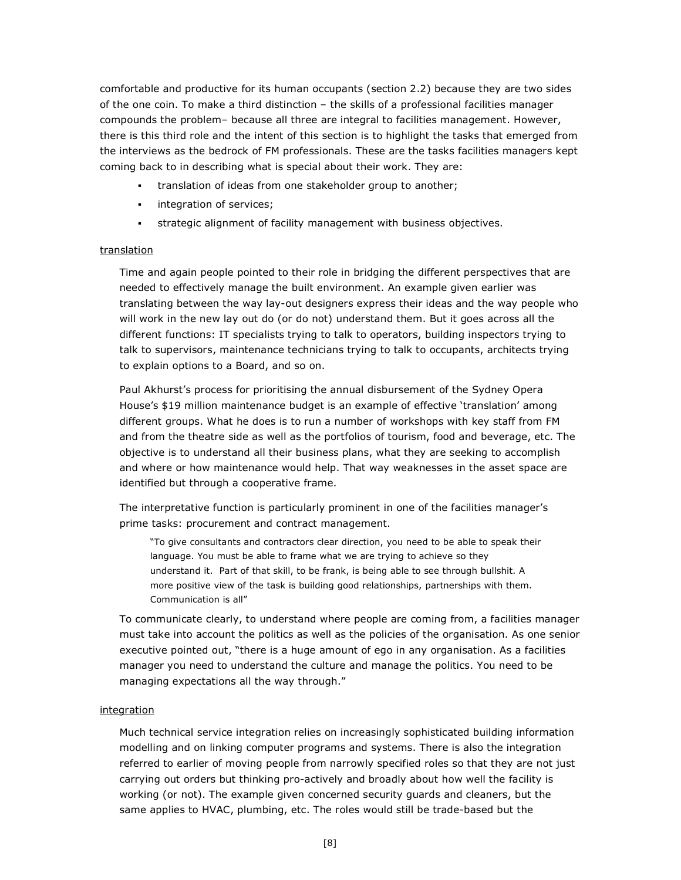comfortable and productive for its human occupants (section 2.2) because they are two sides of the one coin. To make a third distinction – the skills of a professional facilities manager compounds the problem– because all three are integral to facilities management. However, there is this third role and the intent of this section is to highlight the tasks that emerged from the interviews as the bedrock of FM professionals. These are the tasks facilities managers kept coming back to in describing what is special about their work. They are:

- translation of ideas from one stakeholder group to another;
- integration of services;
- strategic alignment of facility management with business objectives.

<u>translation</u>

Time and again people pointed to their role in bridging the different perspectives that are needed to effectively manage the built environment. An example given earlier was translating between the way lay-out designers express their ideas and the way people who will work in the new lay out do (or do not) understand them. But it goes across all the different functions: IT specialists trying to talk to operators, building inspectors trying to talk to supervisors, maintenance technicians trying to talk to occupants, architects trying to explain options to a Board, and so on.

Paul Akhurst's process for prioritising the annual disbursement of the Sydney Opera House's $19 million maintenance budget is an example of effective 'translation' among different groups. What he does is to run a number of workshops with key staff from FM and from the theatre side as well as the portfolios of tourism, food and beverage, etc. The objective is to understand all their business plans, what they are seeking to accomplish and where or how maintenance would help. That way weaknesses in the asset space are identified but through a cooperative frame.

The interpretative function is particularly prominent in one of the facilities manager's prime tasks: procurement and contract management.

> "To give consultants and contractors clear direction, you need to be able to speak their language. You must be able to frame what we are trying to achieve so they understand it. Part of that skill, to be frank, is being able to see through bullshit. A more positive view of the task is building good relationships, partnerships with them. Communication is all"

To communicate clearly, to understand where people are coming from, a facilities manager must take into account the politics as well as the policies of the organisation. As one senior executive pointed out, "there is a huge amount of ego in any organisation. As a facilities manager you need to understand the culture and manage the politics. You need to be managing expectations all the way through."

<u>integration</u>

Much technical service integration relies on increasingly sophisticated building information modelling and on linking computer programs and systems. There is also the integration referred to earlier of moving people from narrowly specified roles so that they are not just carrying out orders but thinking pro-actively and broadly about how well the facility is working (or not). The example given concerned security guards and cleaners, but the same applies to HVAC, plumbing, etc. The roles would still be trade-based but the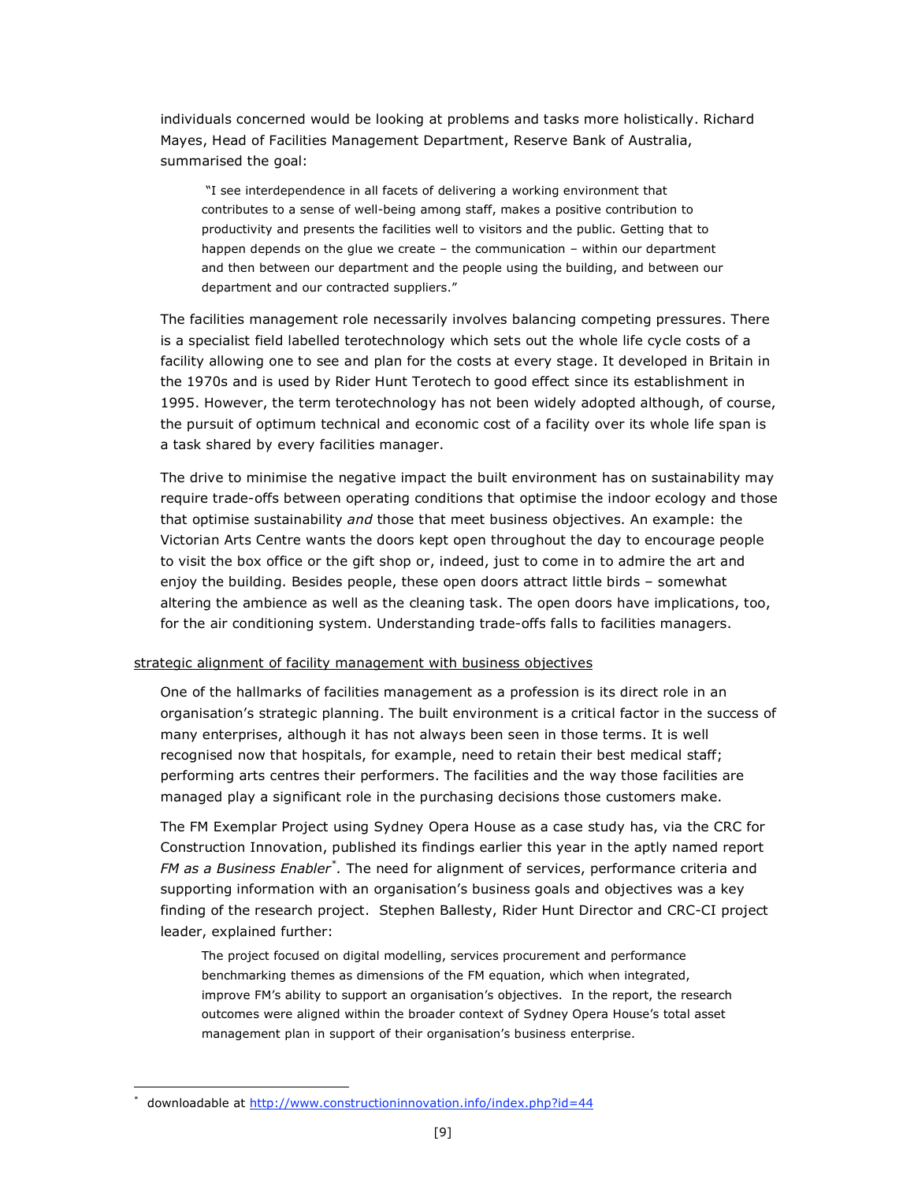individuals concerned would be looking at problems and tasks more holistically. Richard Mayes, Head of Facilities Management Department, Reserve Bank of Australia, summarised the goal:

> "I see interdependence in all facets of delivering a working environment that contributes to a sense of well-being among staff, makes a positive contribution to productivity and presents the facilities well to visitors and the public. Getting that to happen depends on the glue we create – the communication – within our department and then between our department and the people using the building, and between our department and our contracted suppliers."

The facilities management role necessarily involves balancing competing pressures. There is a specialist field labelled terotechnology which sets out the whole life cycle costs of a facility allowing one to see and plan for the costs at every stage. It developed in Britain in the 1970s and is used by Rider Hunt Terotech to good effect since its establishment in 1995. However, the term terotechnology has not been widely adopted although, of course, the pursuit of optimum technical and economic cost of a facility over its whole life span is a task shared by every facilities manager.

The drive to minimise the negative impact the built environment has on sustainability may require trade-offs between operating conditions that optimise the indoor ecology and those that optimise sustainability *and* those that meet business objectives. An example: the Victorian Arts Centre wants the doors kept open throughout the day to encourage people to visit the box office or the gift shop or, indeed, just to come in to admire the art and enjoy the building. Besides people, these open doors attract little birds – somewhat altering the ambience as well as the cleaning task. The open doors have implications, too, for the air conditioning system. Understanding trade-offs falls to facilities managers.

<u>strategic alignment of facility management with business objectives</u>

One of the hallmarks of facilities management as a profession is its direct role in an organisation's strategic planning. The built environment is a critical factor in the success of many enterprises, although it has not always been seen in those terms. It is well recognised now that hospitals, for example, need to retain their best medical staff; performing arts centres their performers. The facilities and the way those facilities are managed play a significant role in the purchasing decisions those customers make.

The FM Exemplar Project using Sydney Opera House as a case study has, via the CRC for Construction Innovation, published its findings earlier this year in the aptly named report *FM as a Business Enabler*[*]. The need for alignment of services, performance criteria and supporting information with an organisation's business goals and objectives was a key finding of the research project. Stephen Ballesty, Rider Hunt Director and CRC-CI project leader, explained further:

> The project focused on digital modelling, services procurement and performance benchmarking themes as dimensions of the FM equation, which when integrated, improve FM's ability to support an organisation's objectives. In the report, the research outcomes were aligned within the broader context of Sydney Opera House's total asset management plan in support of their organisation's business enterprise.

---

[*] downloadable at http://www.constructioninnovation.info/index.php?id=44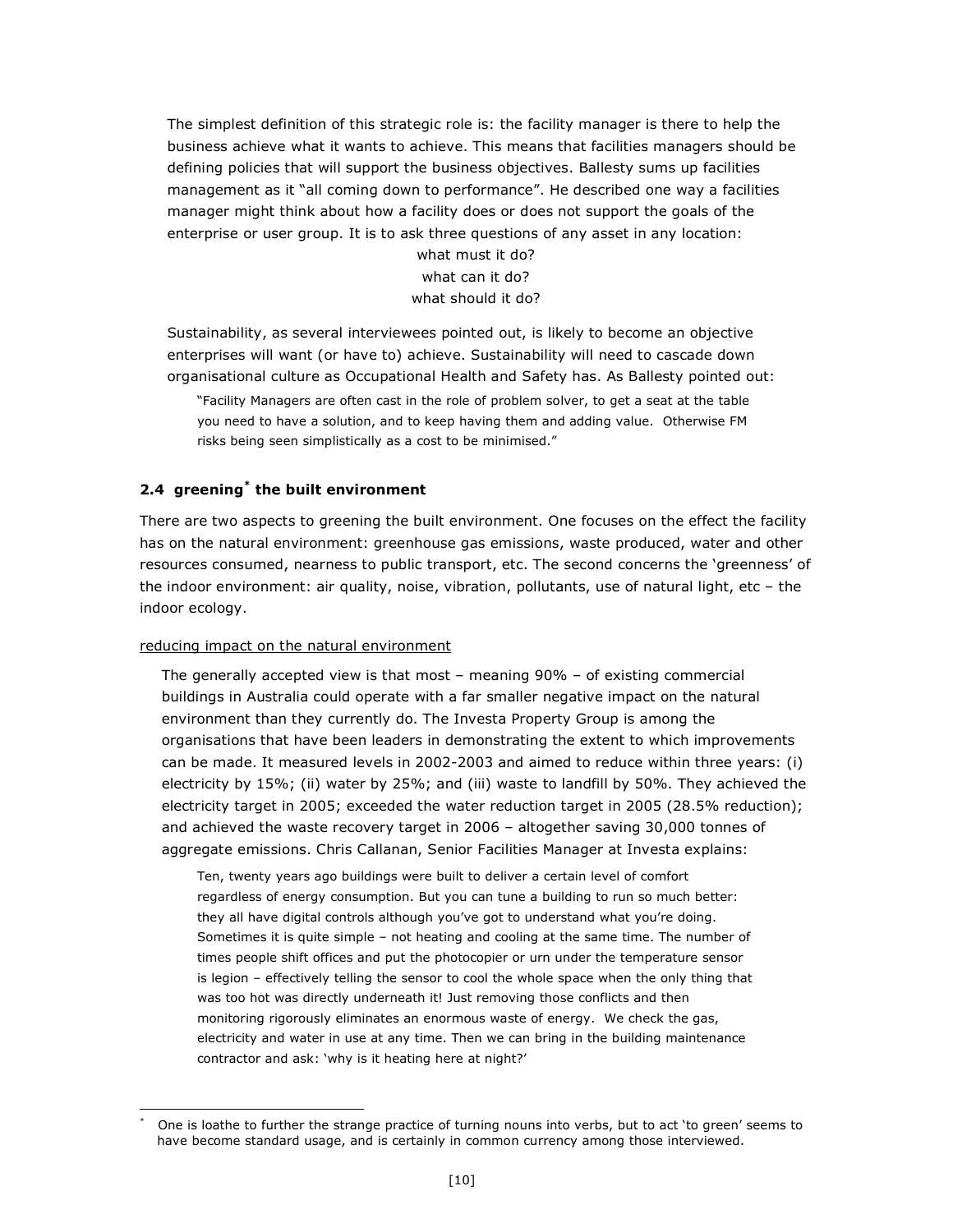The simplest definition of this strategic role is: the facility manager is there to help the business achieve what it wants to achieve. This means that facilities managers should be defining policies that will support the business objectives. Ballesty sums up facilities management as it "all coming down to performance". He described one way a facilities manager might think about how a facility does or does not support the goals of the enterprise or user group. It is to ask three questions of any asset in any location:

what must it do?
what can it do?
what should it do?

Sustainability, as several interviewees pointed out, is likely to become an objective enterprises will want (or have to) achieve. Sustainability will need to cascade down organisational culture as Occupational Health and Safety has. As Ballesty pointed out:

> "Facility Managers are often cast in the role of problem solver, to get a seat at the table you need to have a solution, and to keep having them and adding value. Otherwise FM risks being seen simplistically as a cost to be minimised."

## 2.4 greening* the built environment

There are two aspects to greening the built environment. One focuses on the effect the facility has on the natural environment: greenhouse gas emissions, waste produced, water and other resources consumed, nearness to public transport, etc. The second concerns the 'greenness' of the indoor environment: air quality, noise, vibration, pollutants, use of natural light, etc – the indoor ecology.

### reducing impact on the natural environment

The generally accepted view is that most – meaning 90% – of existing commercial buildings in Australia could operate with a far smaller negative impact on the natural environment than they currently do. The Investa Property Group is among the organisations that have been leaders in demonstrating the extent to which improvements can be made. It measured levels in 2002-2003 and aimed to reduce within three years: (i) electricity by 15%; (ii) water by 25%; and (iii) waste to landfill by 50%. They achieved the electricity target in 2005; exceeded the water reduction target in 2005 (28.5% reduction); and achieved the waste recovery target in 2006 – altogether saving 30,000 tonnes of aggregate emissions. Chris Callanan, Senior Facilities Manager at Investa explains:

> Ten, twenty years ago buildings were built to deliver a certain level of comfort regardless of energy consumption. But you can tune a building to run so much better: they all have digital controls although you've got to understand what you're doing. Sometimes it is quite simple – not heating and cooling at the same time. The number of times people shift offices and put the photocopier or urn under the temperature sensor is legion – effectively telling the sensor to cool the whole space when the only thing that was too hot was directly underneath it! Just removing those conflicts and then monitoring rigorously eliminates an enormous waste of energy. We check the gas, electricity and water in use at any time. Then we can bring in the building maintenance contractor and ask: 'why is it heating here at night?'

---

* One is loathe to further the strange practice of turning nouns into verbs, but to act 'to green' seems to have become standard usage, and is certainly in common currency among those interviewed.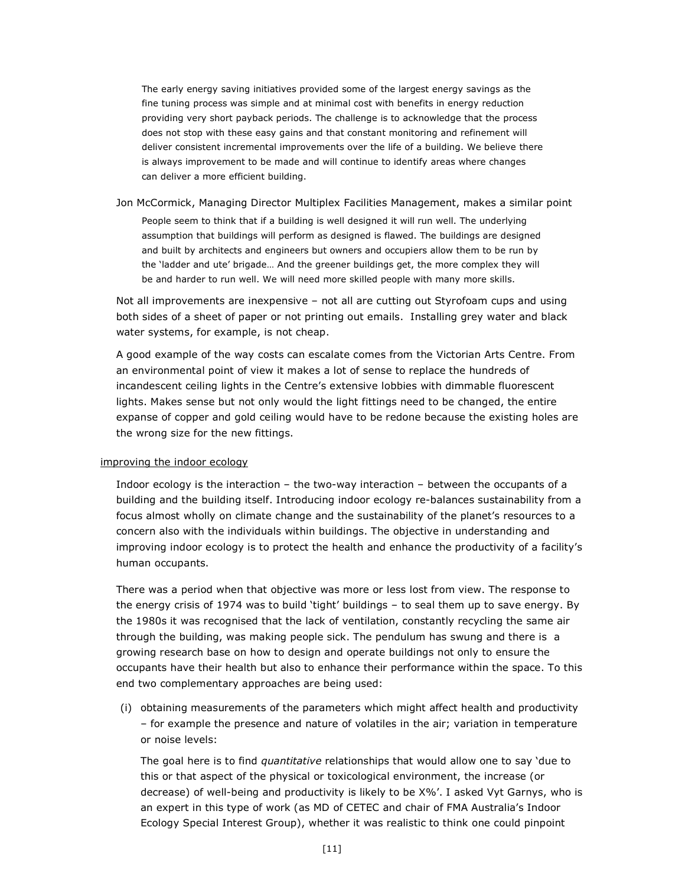> The early energy saving initiatives provided some of the largest energy savings as the fine tuning process was simple and at minimal cost with benefits in energy reduction providing very short payback periods. The challenge is to acknowledge that the process does not stop with these easy gains and that constant monitoring and refinement will deliver consistent incremental improvements over the life of a building. We believe there is always improvement to be made and will continue to identify areas where changes can deliver a more efficient building.

Jon McCormick, Managing Director Multiplex Facilities Management, makes a similar point

> People seem to think that if a building is well designed it will run well. The underlying assumption that buildings will perform as designed is flawed. The buildings are designed and built by architects and engineers but owners and occupiers allow them to be run by the 'ladder and ute' brigade… And the greener buildings get, the more complex they will be and harder to run well. We will need more skilled people with many more skills.

Not all improvements are inexpensive – not all are cutting out Styrofoam cups and using both sides of a sheet of paper or not printing out emails. Installing grey water and black water systems, for example, is not cheap.

A good example of the way costs can escalate comes from the Victorian Arts Centre. From an environmental point of view it makes a lot of sense to replace the hundreds of incandescent ceiling lights in the Centre's extensive lobbies with dimmable fluorescent lights. Makes sense but not only would the light fittings need to be changed, the entire expanse of copper and gold ceiling would have to be redone because the existing holes are the wrong size for the new fittings.

<u>improving the indoor ecology</u>

Indoor ecology is the interaction – the two-way interaction – between the occupants of a building and the building itself. Introducing indoor ecology re-balances sustainability from a focus almost wholly on climate change and the sustainability of the planet's resources to a concern also with the individuals within buildings. The objective in understanding and improving indoor ecology is to protect the health and enhance the productivity of a facility's human occupants.

There was a period when that objective was more or less lost from view. The response to the energy crisis of 1974 was to build 'tight' buildings – to seal them up to save energy. By the 1980s it was recognised that the lack of ventilation, constantly recycling the same air through the building, was making people sick. The pendulum has swung and there is a growing research base on how to design and operate buildings not only to ensure the occupants have their health but also to enhance their performance within the space. To this end two complementary approaches are being used:

(i) obtaining measurements of the parameters which might affect health and productivity – for example the presence and nature of volatiles in the air; variation in temperature or noise levels:

The goal here is to find *quantitative* relationships that would allow one to say 'due to this or that aspect of the physical or toxicological environment, the increase (or decrease) of well-being and productivity is likely to be X%'. I asked Vyt Garnys, who is an expert in this type of work (as MD of CETEC and chair of FMA Australia's Indoor Ecology Special Interest Group), whether it was realistic to think one could pinpoint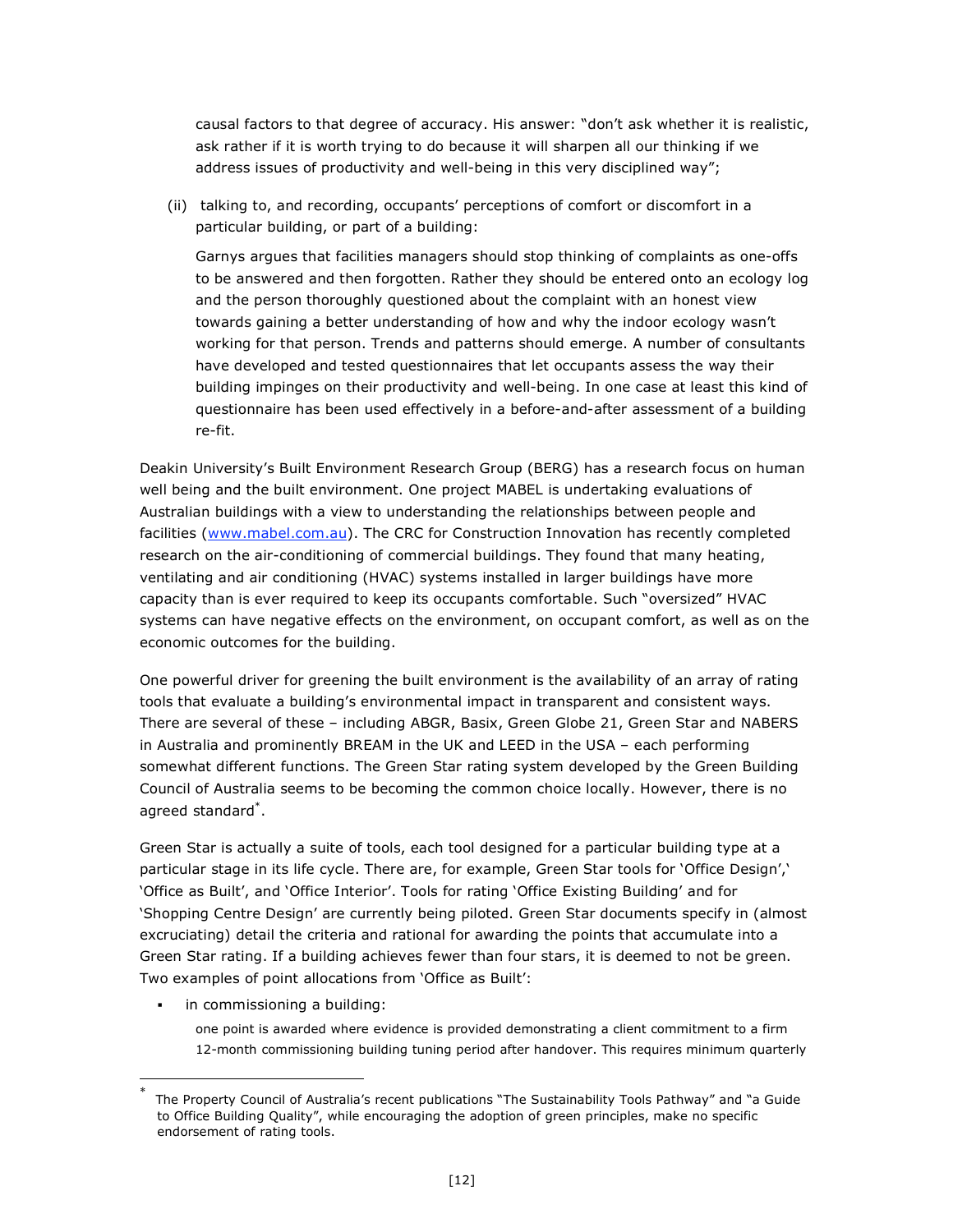causal factors to that degree of accuracy. His answer: "don't ask whether it is realistic, ask rather if it is worth trying to do because it will sharpen all our thinking if we address issues of productivity and well-being in this very disciplined way";

(ii) talking to, and recording, occupants' perceptions of comfort or discomfort in a particular building, or part of a building:

Garnys argues that facilities managers should stop thinking of complaints as one-offs to be answered and then forgotten. Rather they should be entered onto an ecology log and the person thoroughly questioned about the complaint with an honest view towards gaining a better understanding of how and why the indoor ecology wasn't working for that person. Trends and patterns should emerge. A number of consultants have developed and tested questionnaires that let occupants assess the way their building impinges on their productivity and well-being. In one case at least this kind of questionnaire has been used effectively in a before-and-after assessment of a building re-fit.

Deakin University's Built Environment Research Group (BERG) has a research focus on human well being and the built environment. One project MABEL is undertaking evaluations of Australian buildings with a view to understanding the relationships between people and facilities (www.mabel.com.au). The CRC for Construction Innovation has recently completed research on the air-conditioning of commercial buildings. They found that many heating, ventilating and air conditioning (HVAC) systems installed in larger buildings have more capacity than is ever required to keep its occupants comfortable. Such "oversized" HVAC systems can have negative effects on the environment, on occupant comfort, as well as on the economic outcomes for the building.

One powerful driver for greening the built environment is the availability of an array of rating tools that evaluate a building's environmental impact in transparent and consistent ways. There are several of these – including ABGR, Basix, Green Globe 21, Green Star and NABERS in Australia and prominently BREAM in the UK and LEED in the USA – each performing somewhat different functions. The Green Star rating system developed by the Green Building Council of Australia seems to be becoming the common choice locally. However, there is no agreed standard*.

Green Star is actually a suite of tools, each tool designed for a particular building type at a particular stage in its life cycle. There are, for example, Green Star tools for 'Office Design',' 'Office as Built', and 'Office Interior'. Tools for rating 'Office Existing Building' and for 'Shopping Centre Design' are currently being piloted. Green Star documents specify in (almost excruciating) detail the criteria and rational for awarding the points that accumulate into a Green Star rating. If a building achieves fewer than four stars, it is deemed to not be green. Two examples of point allocations from 'Office as Built':

- in commissioning a building:

  one point is awarded where evidence is provided demonstrating a client commitment to a firm 12-month commissioning building tuning period after handover. This requires minimum quarterly

---

* The Property Council of Australia's recent publications "The Sustainability Tools Pathway" and "a Guide to Office Building Quality", while encouraging the adoption of green principles, make no specific endorsement of rating tools.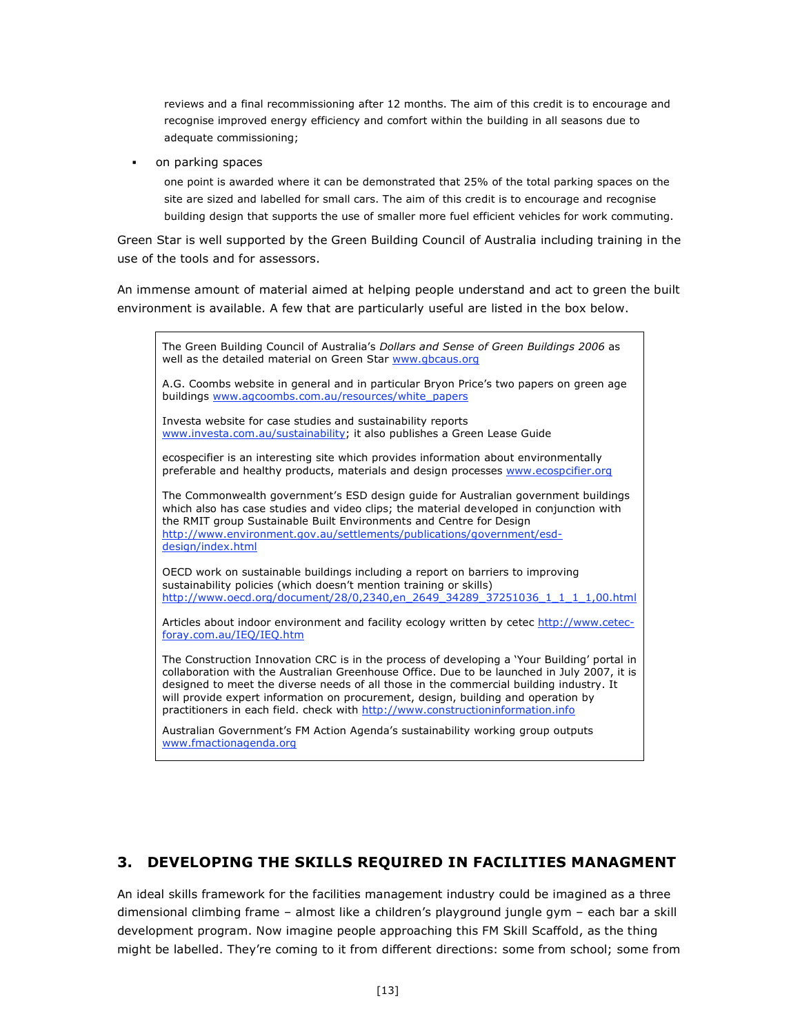reviews and a final recommissioning after 12 months. The aim of this credit is to encourage and recognise improved energy efficiency and comfort within the building in all seasons due to adequate commissioning;

- on parking spaces

  one point is awarded where it can be demonstrated that 25% of the total parking spaces on the site are sized and labelled for small cars. The aim of this credit is to encourage and recognise building design that supports the use of smaller more fuel efficient vehicles for work commuting.

Green Star is well supported by the Green Building Council of Australia including training in the use of the tools and for assessors.

An immense amount of material aimed at helping people understand and act to green the built environment is available. A few that are particularly useful are listed in the box below.

> The Green Building Council of Australia's *Dollars and Sense of Green Buildings 2006* as well as the detailed material on Green Star www.gbcaus.org
>
> A.G. Coombs website in general and in particular Bryon Price's two papers on green age buildings www.agcoombs.com.au/resources/white_papers
>
> Investa website for case studies and sustainability reports www.investa.com.au/sustainability; it also publishes a Green Lease Guide
>
> ecospecifier is an interesting site which provides information about environmentally preferable and healthy products, materials and design processes www.ecospcifier.org
>
> The Commonwealth government's ESD design guide for Australian government buildings which also has case studies and video clips; the material developed in conjunction with the RMIT group Sustainable Built Environments and Centre for Design http://www.environment.gov.au/settlements/publications/government/esd-design/index.html
>
> OECD work on sustainable buildings including a report on barriers to improving sustainability policies (which doesn't mention training or skills) http://www.oecd.org/document/28/0,2340,en_2649_34289_37251036_1_1_1_1,00.html
>
> Articles about indoor environment and facility ecology written by cetec http://www.cetec-foray.com.au/IEQ/IEQ.htm
>
> The Construction Innovation CRC is in the process of developing a 'Your Building' portal in collaboration with the Australian Greenhouse Office. Due to be launched in July 2007, it is designed to meet the diverse needs of all those in the commercial building industry. It will provide expert information on procurement, design, building and operation by practitioners in each field. check with http://www.constructioninformation.info
>
> Australian Government's FM Action Agenda's sustainability working group outputs www.fmactionagenda.org

## 3. DEVELOPING THE SKILLS REQUIRED IN FACILITIES MANAGMENT

An ideal skills framework for the facilities management industry could be imagined as a three dimensional climbing frame – almost like a children's playground jungle gym – each bar a skill development program. Now imagine people approaching this FM Skill Scaffold, as the thing might be labelled. They're coming to it from different directions: some from school; some from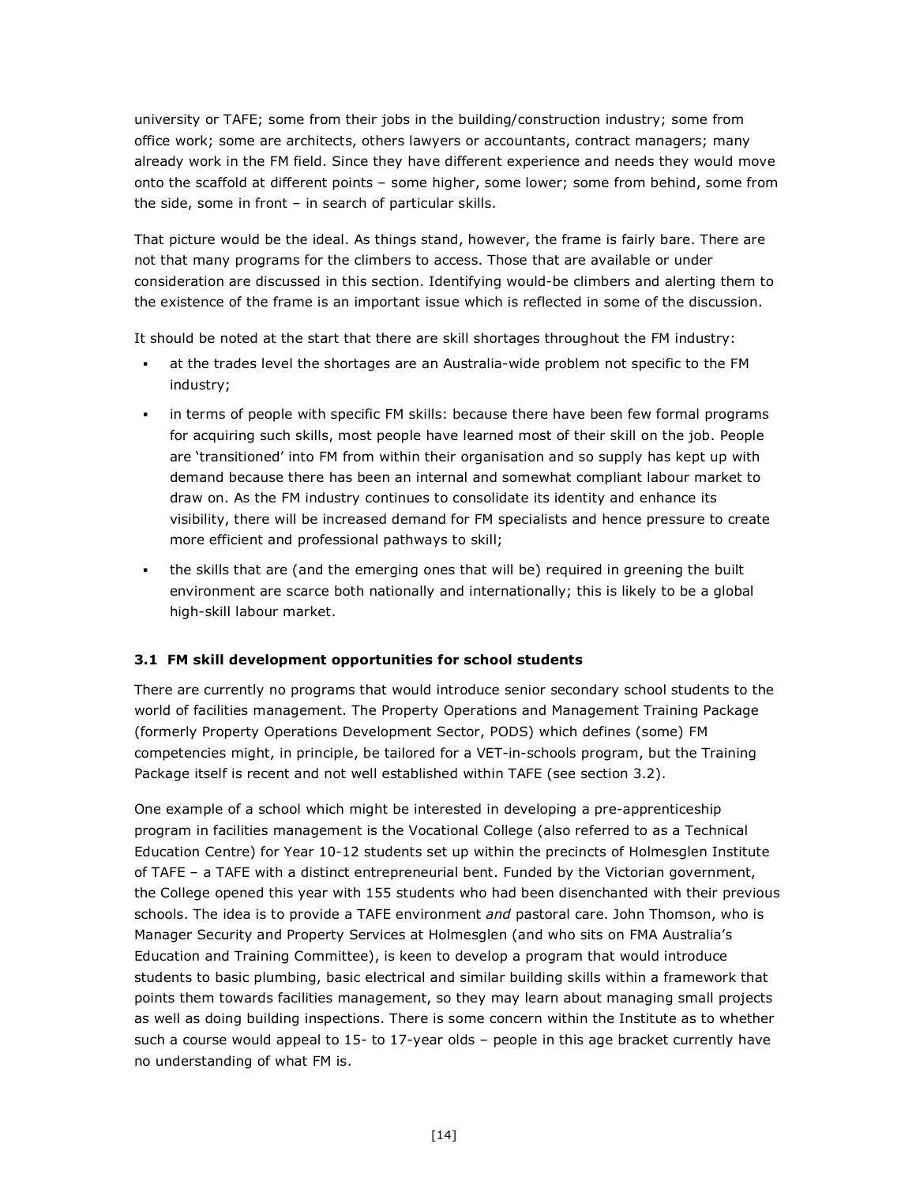university or TAFE; some from their jobs in the building/construction industry; some from office work; some are architects, others lawyers or accountants, contract managers; many already work in the FM field. Since they have different experience and needs they would move onto the scaffold at different points – some higher, some lower; some from behind, some from the side, some in front – in search of particular skills.

That picture would be the ideal. As things stand, however, the frame is fairly bare. There are not that many programs for the climbers to access. Those that are available or under consideration are discussed in this section. Identifying would-be climbers and alerting them to the existence of the frame is an important issue which is reflected in some of the discussion.

It should be noted at the start that there are skill shortages throughout the FM industry:

- at the trades level the shortages are an Australia-wide problem not specific to the FM industry;
- in terms of people with specific FM skills: because there have been few formal programs for acquiring such skills, most people have learned most of their skill on the job. People are 'transitioned' into FM from within their organisation and so supply has kept up with demand because there has been an internal and somewhat compliant labour market to draw on. As the FM industry continues to consolidate its identity and enhance its visibility, there will be increased demand for FM specialists and hence pressure to create more efficient and professional pathways to skill;
- the skills that are (and the emerging ones that will be) required in greening the built environment are scarce both nationally and internationally; this is likely to be a global high-skill labour market.

### 3.1 FM skill development opportunities for school students

There are currently no programs that would introduce senior secondary school students to the world of facilities management. The Property Operations and Management Training Package (formerly Property Operations Development Sector, PODS) which defines (some) FM competencies might, in principle, be tailored for a VET-in-schools program, but the Training Package itself is recent and not well established within TAFE (see section 3.2).

One example of a school which might be interested in developing a pre-apprenticeship program in facilities management is the Vocational College (also referred to as a Technical Education Centre) for Year 10-12 students set up within the precincts of Holmesglen Institute of TAFE – a TAFE with a distinct entrepreneurial bent. Funded by the Victorian government, the College opened this year with 155 students who had been disenchanted with their previous schools. The idea is to provide a TAFE environment *and* pastoral care. John Thomson, who is Manager Security and Property Services at Holmesglen (and who sits on FMA Australia's Education and Training Committee), is keen to develop a program that would introduce students to basic plumbing, basic electrical and similar building skills within a framework that points them towards facilities management, so they may learn about managing small projects as well as doing building inspections. There is some concern within the Institute as to whether such a course would appeal to 15- to 17-year olds – people in this age bracket currently have no understanding of what FM is.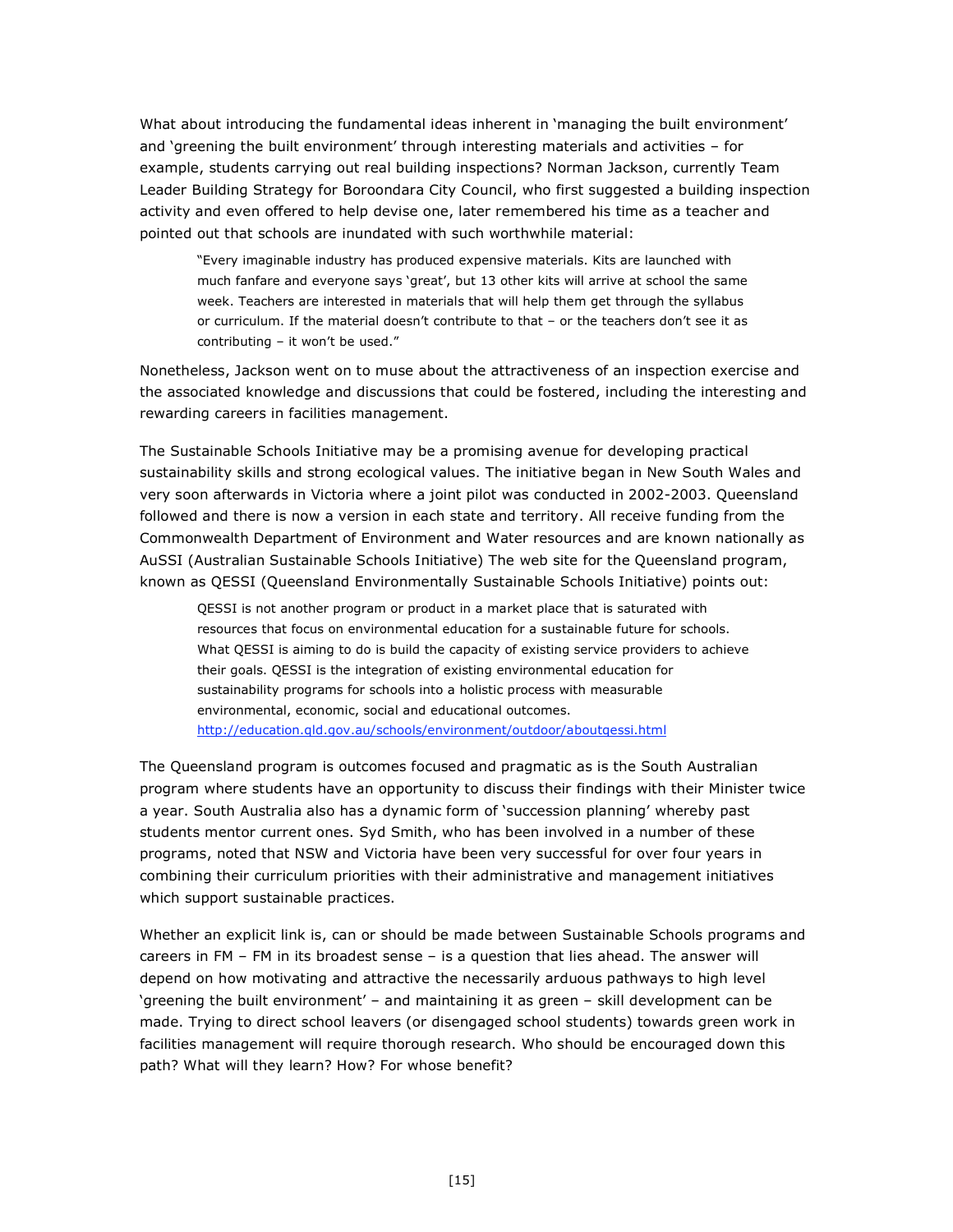What about introducing the fundamental ideas inherent in 'managing the built environment' and 'greening the built environment' through interesting materials and activities – for example, students carrying out real building inspections? Norman Jackson, currently Team Leader Building Strategy for Boroondara City Council, who first suggested a building inspection activity and even offered to help devise one, later remembered his time as a teacher and pointed out that schools are inundated with such worthwhile material:

> "Every imaginable industry has produced expensive materials. Kits are launched with much fanfare and everyone says 'great', but 13 other kits will arrive at school the same week. Teachers are interested in materials that will help them get through the syllabus or curriculum. If the material doesn't contribute to that – or the teachers don't see it as contributing – it won't be used."

Nonetheless, Jackson went on to muse about the attractiveness of an inspection exercise and the associated knowledge and discussions that could be fostered, including the interesting and rewarding careers in facilities management.

The Sustainable Schools Initiative may be a promising avenue for developing practical sustainability skills and strong ecological values. The initiative began in New South Wales and very soon afterwards in Victoria where a joint pilot was conducted in 2002-2003. Queensland followed and there is now a version in each state and territory. All receive funding from the Commonwealth Department of Environment and Water resources and are known nationally as AuSSI (Australian Sustainable Schools Initiative) The web site for the Queensland program, known as QESSI (Queensland Environmentally Sustainable Schools Initiative) points out:

> QESSI is not another program or product in a market place that is saturated with resources that focus on environmental education for a sustainable future for schools. What QESSI is aiming to do is build the capacity of existing service providers to achieve their goals. QESSI is the integration of existing environmental education for sustainability programs for schools into a holistic process with measurable environmental, economic, social and educational outcomes.
> http://education.qld.gov.au/schools/environment/outdoor/aboutqessi.html

The Queensland program is outcomes focused and pragmatic as is the South Australian program where students have an opportunity to discuss their findings with their Minister twice a year. South Australia also has a dynamic form of 'succession planning' whereby past students mentor current ones. Syd Smith, who has been involved in a number of these programs, noted that NSW and Victoria have been very successful for over four years in combining their curriculum priorities with their administrative and management initiatives which support sustainable practices.

Whether an explicit link is, can or should be made between Sustainable Schools programs and careers in FM – FM in its broadest sense – is a question that lies ahead. The answer will depend on how motivating and attractive the necessarily arduous pathways to high level 'greening the built environment' – and maintaining it as green – skill development can be made. Trying to direct school leavers (or disengaged school students) towards green work in facilities management will require thorough research. Who should be encouraged down this path? What will they learn? How? For whose benefit?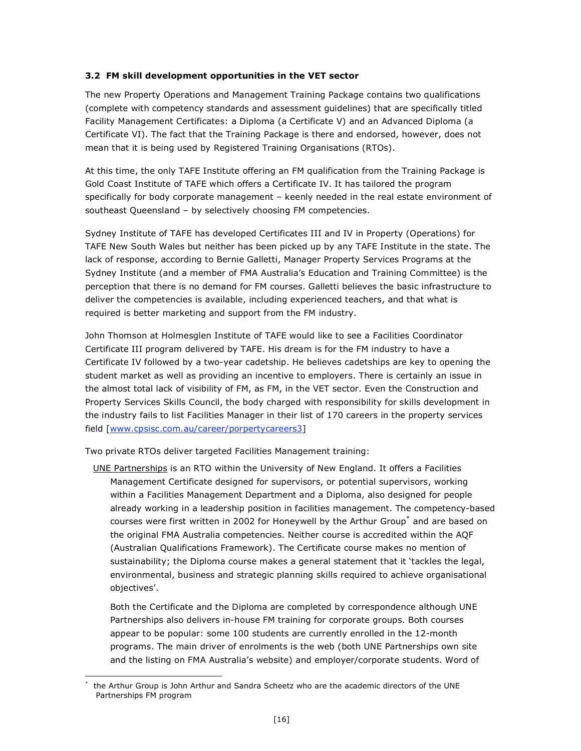### 3.2 FM skill development opportunities in the VET sector

The new Property Operations and Management Training Package contains two qualifications (complete with competency standards and assessment guidelines) that are specifically titled Facility Management Certificates: a Diploma (a Certificate V) and an Advanced Diploma (a Certificate VI). The fact that the Training Package is there and endorsed, however, does not mean that it is being used by Registered Training Organisations (RTOs).

At this time, the only TAFE Institute offering an FM qualification from the Training Package is Gold Coast Institute of TAFE which offers a Certificate IV. It has tailored the program specifically for body corporate management – keenly needed in the real estate environment of southeast Queensland – by selectively choosing FM competencies.

Sydney Institute of TAFE has developed Certificates III and IV in Property (Operations) for TAFE New South Wales but neither has been picked up by any TAFE Institute in the state. The lack of response, according to Bernie Galletti, Manager Property Services Programs at the Sydney Institute (and a member of FMA Australia's Education and Training Committee) is the perception that there is no demand for FM courses. Galletti believes the basic infrastructure to deliver the competencies is available, including experienced teachers, and that what is required is better marketing and support from the FM industry.

John Thomson at Holmesglen Institute of TAFE would like to see a Facilities Coordinator Certificate III program delivered by TAFE. His dream is for the FM industry to have a Certificate IV followed by a two-year cadetship. He believes cadetships are key to opening the student market as well as providing an incentive to employers. There is certainly an issue in the almost total lack of visibility of FM, as FM, in the VET sector. Even the Construction and Property Services Skills Council, the body charged with responsibility for skills development in the industry fails to list Facilities Manager in their list of 170 careers in the property services field [www.cpsisc.com.au/career/porpertycareers3]

Two private RTOs deliver targeted Facilities Management training:

UNE Partnerships is an RTO within the University of New England. It offers a Facilities Management Certificate designed for supervisors, or potential supervisors, working within a Facilities Management Department and a Diploma, also designed for people already working in a leadership position in facilities management. The competency-based courses were first written in 2002 for Honeywell by the Arthur Group* and are based on the original FMA Australia competencies. Neither course is accredited within the AQF (Australian Qualifications Framework). The Certificate course makes no mention of sustainability; the Diploma course makes a general statement that it 'tackles the legal, environmental, business and strategic planning skills required to achieve organisational objectives'.

Both the Certificate and the Diploma are completed by correspondence although UNE Partnerships also delivers in-house FM training for corporate groups. Both courses appear to be popular: some 100 students are currently enrolled in the 12-month programs. The main driver of enrolments is the web (both UNE Partnerships own site and the listing on FMA Australia's website) and employer/corporate students. Word of

---

* the Arthur Group is John Arthur and Sandra Scheetz who are the academic directors of the UNE Partnerships FM program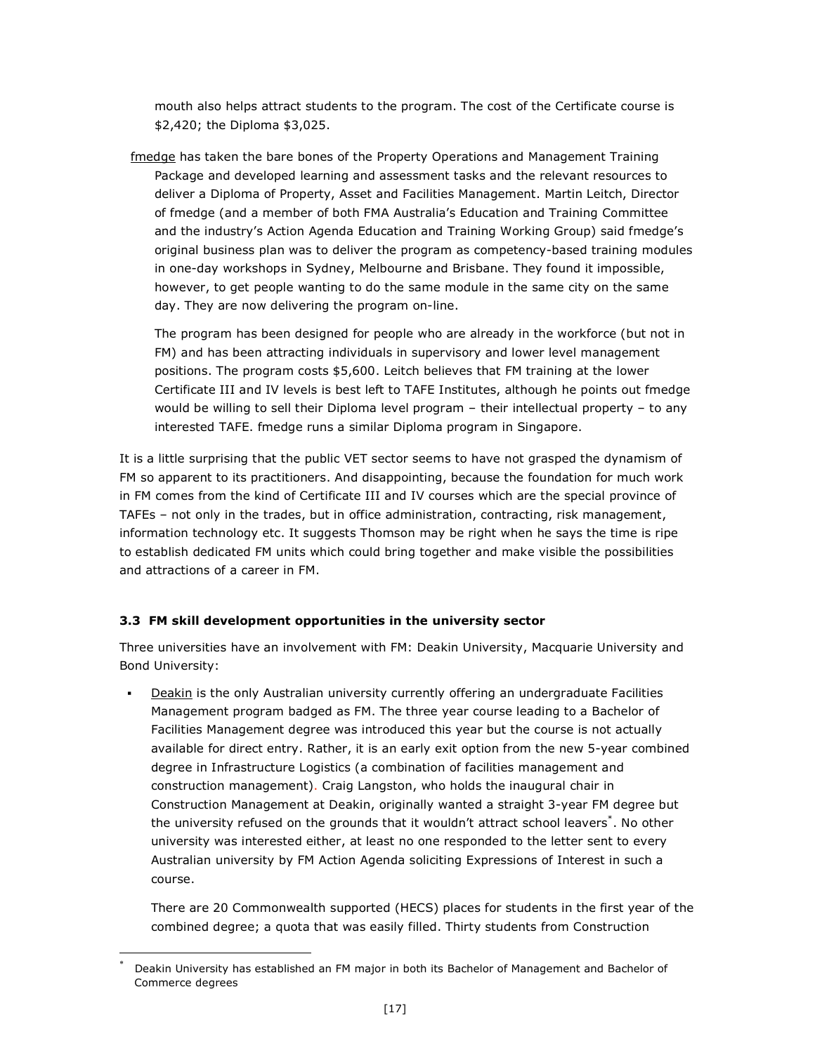mouth also helps attract students to the program. The cost of the Certificate course is $2,420; the Diploma $3,025.

fmedge has taken the bare bones of the Property Operations and Management Training Package and developed learning and assessment tasks and the relevant resources to deliver a Diploma of Property, Asset and Facilities Management. Martin Leitch, Director of fmedge (and a member of both FMA Australia's Education and Training Committee and the industry's Action Agenda Education and Training Working Group) said fmedge's original business plan was to deliver the program as competency-based training modules in one-day workshops in Sydney, Melbourne and Brisbane. They found it impossible, however, to get people wanting to do the same module in the same city on the same day. They are now delivering the program on-line.

The program has been designed for people who are already in the workforce (but not in FM) and has been attracting individuals in supervisory and lower level management positions. The program costs $5,600. Leitch believes that FM training at the lower Certificate III and IV levels is best left to TAFE Institutes, although he points out fmedge would be willing to sell their Diploma level program – their intellectual property – to any interested TAFE. fmedge runs a similar Diploma program in Singapore.

It is a little surprising that the public VET sector seems to have not grasped the dynamism of FM so apparent to its practitioners. And disappointing, because the foundation for much work in FM comes from the kind of Certificate III and IV courses which are the special province of TAFEs – not only in the trades, but in office administration, contracting, risk management, information technology etc. It suggests Thomson may be right when he says the time is ripe to establish dedicated FM units which could bring together and make visible the possibilities and attractions of a career in FM.

### 3.3 FM skill development opportunities in the university sector

Three universities have an involvement with FM: Deakin University, Macquarie University and Bond University:

- Deakin is the only Australian university currently offering an undergraduate Facilities Management program badged as FM. The three year course leading to a Bachelor of Facilities Management degree was introduced this year but the course is not actually available for direct entry. Rather, it is an early exit option from the new 5-year combined degree in Infrastructure Logistics (a combination of facilities management and construction management). Craig Langston, who holds the inaugural chair in Construction Management at Deakin, originally wanted a straight 3-year FM degree but the university refused on the grounds that it wouldn't attract school leavers[*]. No other university was interested either, at least no one responded to the letter sent to every Australian university by FM Action Agenda soliciting Expressions of Interest in such a course.

  There are 20 Commonwealth supported (HECS) places for students in the first year of the combined degree; a quota that was easily filled. Thirty students from Construction

[*] Deakin University has established an FM major in both its Bachelor of Management and Bachelor of Commerce degrees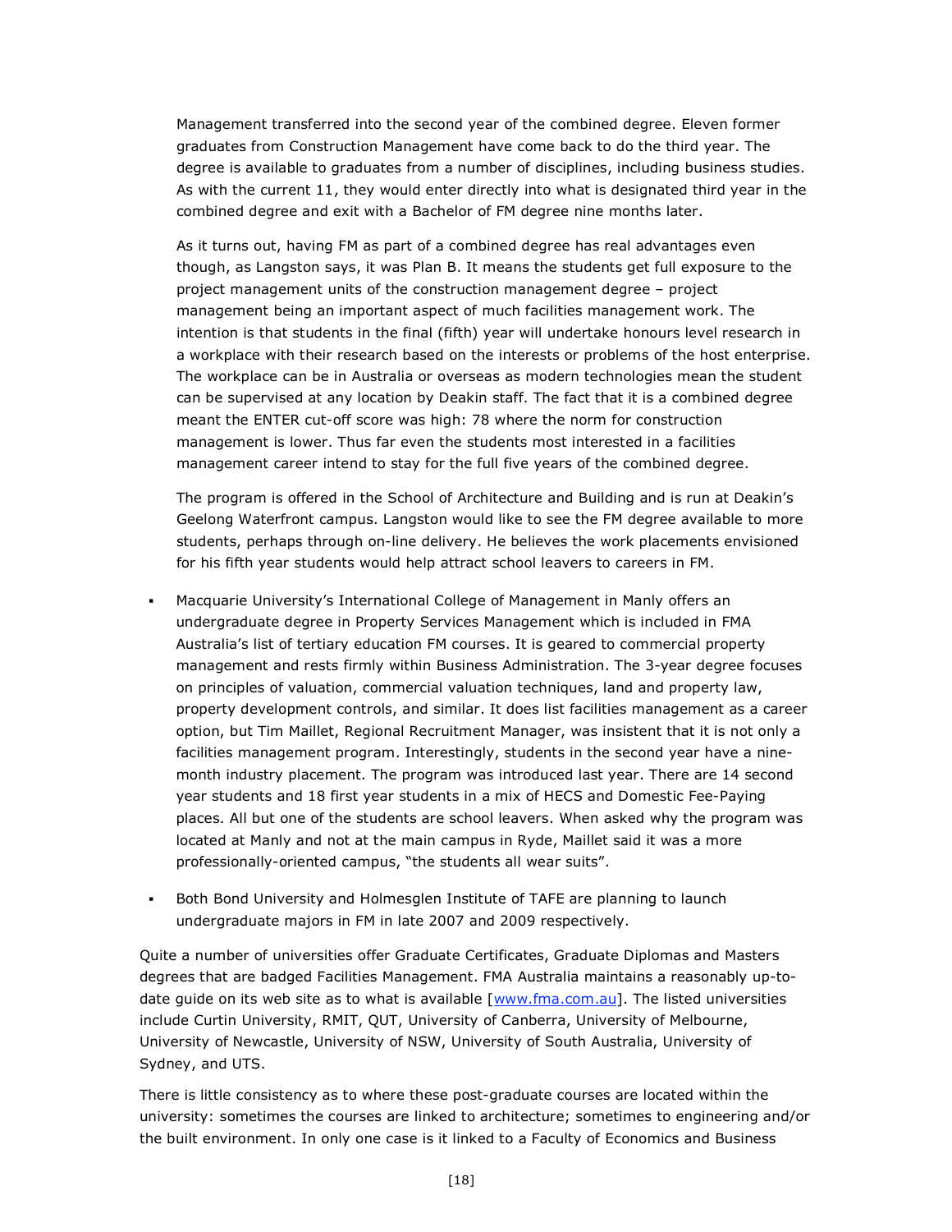Management transferred into the second year of the combined degree. Eleven former graduates from Construction Management have come back to do the third year. The degree is available to graduates from a number of disciplines, including business studies. As with the current 11, they would enter directly into what is designated third year in the combined degree and exit with a Bachelor of FM degree nine months later.

As it turns out, having FM as part of a combined degree has real advantages even though, as Langston says, it was Plan B. It means the students get full exposure to the project management units of the construction management degree – project management being an important aspect of much facilities management work. The intention is that students in the final (fifth) year will undertake honours level research in a workplace with their research based on the interests or problems of the host enterprise. The workplace can be in Australia or overseas as modern technologies mean the student can be supervised at any location by Deakin staff. The fact that it is a combined degree meant the ENTER cut-off score was high: 78 where the norm for construction management is lower. Thus far even the students most interested in a facilities management career intend to stay for the full five years of the combined degree.

The program is offered in the School of Architecture and Building and is run at Deakin's Geelong Waterfront campus. Langston would like to see the FM degree available to more students, perhaps through on-line delivery. He believes the work placements envisioned for his fifth year students would help attract school leavers to careers in FM.

- Macquarie University's International College of Management in Manly offers an undergraduate degree in Property Services Management which is included in FMA Australia's list of tertiary education FM courses. It is geared to commercial property management and rests firmly within Business Administration. The 3-year degree focuses on principles of valuation, commercial valuation techniques, land and property law, property development controls, and similar. It does list facilities management as a career option, but Tim Maillet, Regional Recruitment Manager, was insistent that it is not only a facilities management program. Interestingly, students in the second year have a nine-month industry placement. The program was introduced last year. There are 14 second year students and 18 first year students in a mix of HECS and Domestic Fee-Paying places. All but one of the students are school leavers. When asked why the program was located at Manly and not at the main campus in Ryde, Maillet said it was a more professionally-oriented campus, "the students all wear suits".

- Both Bond University and Holmesglen Institute of TAFE are planning to launch undergraduate majors in FM in late 2007 and 2009 respectively.

Quite a number of universities offer Graduate Certificates, Graduate Diplomas and Masters degrees that are badged Facilities Management. FMA Australia maintains a reasonably up-to-date guide on its web site as to what is available [www.fma.com.au]. The listed universities include Curtin University, RMIT, QUT, University of Canberra, University of Melbourne, University of Newcastle, University of NSW, University of South Australia, University of Sydney, and UTS.

There is little consistency as to where these post-graduate courses are located within the university: sometimes the courses are linked to architecture; sometimes to engineering and/or the built environment. In only one case is it linked to a Faculty of Economics and Business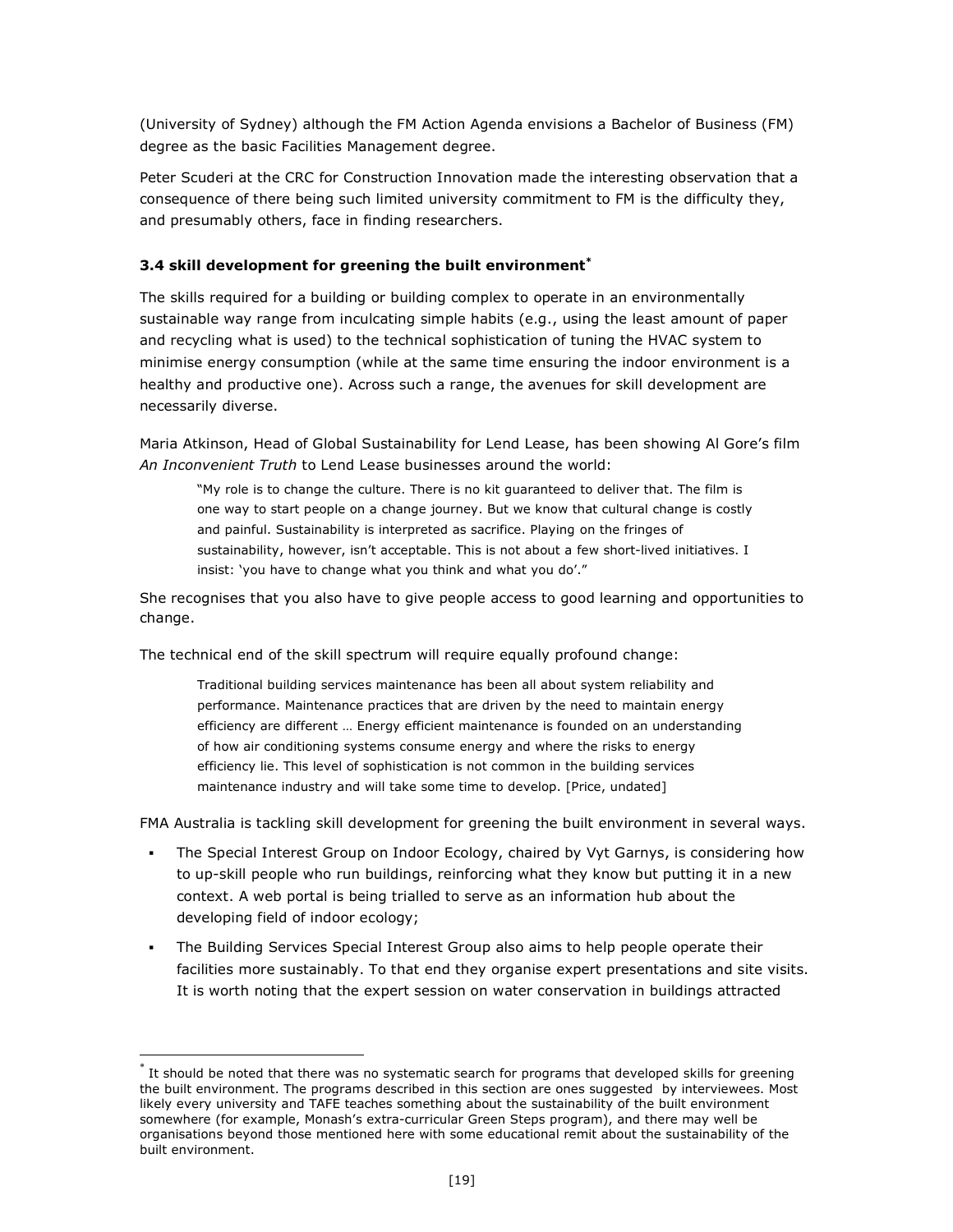(University of Sydney) although the FM Action Agenda envisions a Bachelor of Business (FM) degree as the basic Facilities Management degree.

Peter Scuderi at the CRC for Construction Innovation made the interesting observation that a consequence of there being such limited university commitment to FM is the difficulty they, and presumably others, face in finding researchers.

### 3.4 skill development for greening the built environment*

The skills required for a building or building complex to operate in an environmentally sustainable way range from inculcating simple habits (e.g., using the least amount of paper and recycling what is used) to the technical sophistication of tuning the HVAC system to minimise energy consumption (while at the same time ensuring the indoor environment is a healthy and productive one). Across such a range, the avenues for skill development are necessarily diverse.

Maria Atkinson, Head of Global Sustainability for Lend Lease, has been showing Al Gore's film *An Inconvenient Truth* to Lend Lease businesses around the world:

> "My role is to change the culture. There is no kit guaranteed to deliver that. The film is one way to start people on a change journey. But we know that cultural change is costly and painful. Sustainability is interpreted as sacrifice. Playing on the fringes of sustainability, however, isn't acceptable. This is not about a few short-lived initiatives. I insist: 'you have to change what you think and what you do'."

She recognises that you also have to give people access to good learning and opportunities to change.

The technical end of the skill spectrum will require equally profound change:

> Traditional building services maintenance has been all about system reliability and performance. Maintenance practices that are driven by the need to maintain energy efficiency are different … Energy efficient maintenance is founded on an understanding of how air conditioning systems consume energy and where the risks to energy efficiency lie. This level of sophistication is not common in the building services maintenance industry and will take some time to develop. [Price, undated]

FMA Australia is tackling skill development for greening the built environment in several ways.

- The Special Interest Group on Indoor Ecology, chaired by Vyt Garnys, is considering how to up-skill people who run buildings, reinforcing what they know but putting it in a new context. A web portal is being trialled to serve as an information hub about the developing field of indoor ecology;
- The Building Services Special Interest Group also aims to help people operate their facilities more sustainably. To that end they organise expert presentations and site visits. It is worth noting that the expert session on water conservation in buildings attracted

* It should be noted that there was no systematic search for programs that developed skills for greening the built environment. The programs described in this section are ones suggested by interviewees. Most likely every university and TAFE teaches something about the sustainability of the built environment somewhere (for example, Monash's extra-curricular Green Steps program), and there may well be organisations beyond those mentioned here with some educational remit about the sustainability of the built environment.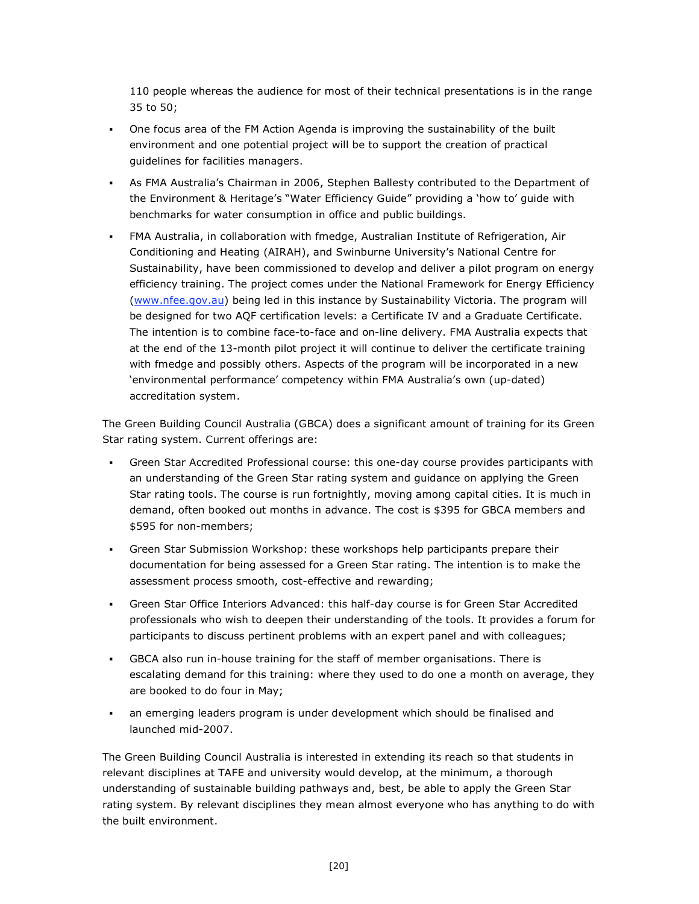110 people whereas the audience for most of their technical presentations is in the range 35 to 50;

- One focus area of the FM Action Agenda is improving the sustainability of the built environment and one potential project will be to support the creation of practical guidelines for facilities managers.
- As FMA Australia's Chairman in 2006, Stephen Ballesty contributed to the Department of the Environment & Heritage's "Water Efficiency Guide" providing a 'how to' guide with benchmarks for water consumption in office and public buildings.
- FMA Australia, in collaboration with fmedge, Australian Institute of Refrigeration, Air Conditioning and Heating (AIRAH), and Swinburne University's National Centre for Sustainability, have been commissioned to develop and deliver a pilot program on energy efficiency training. The project comes under the National Framework for Energy Efficiency ([www.nfee.gov.au](http://www.nfee.gov.au)) being led in this instance by Sustainability Victoria. The program will be designed for two AQF certification levels: a Certificate IV and a Graduate Certificate. The intention is to combine face-to-face and on-line delivery. FMA Australia expects that at the end of the 13-month pilot project it will continue to deliver the certificate training with fmedge and possibly others. Aspects of the program will be incorporated in a new 'environmental performance' competency within FMA Australia's own (up-dated) accreditation system.

The Green Building Council Australia (GBCA) does a significant amount of training for its Green Star rating system. Current offerings are:

- Green Star Accredited Professional course: this one-day course provides participants with an understanding of the Green Star rating system and guidance on applying the Green Star rating tools. The course is run fortnightly, moving among capital cities. It is much in demand, often booked out months in advance. The cost is $395 for GBCA members and $595 for non-members;
- Green Star Submission Workshop: these workshops help participants prepare their documentation for being assessed for a Green Star rating. The intention is to make the assessment process smooth, cost-effective and rewarding;
- Green Star Office Interiors Advanced: this half-day course is for Green Star Accredited professionals who wish to deepen their understanding of the tools. It provides a forum for participants to discuss pertinent problems with an expert panel and with colleagues;
- GBCA also run in-house training for the staff of member organisations. There is escalating demand for this training: where they used to do one a month on average, they are booked to do four in May;
- an emerging leaders program is under development which should be finalised and launched mid-2007.

The Green Building Council Australia is interested in extending its reach so that students in relevant disciplines at TAFE and university would develop, at the minimum, a thorough understanding of sustainable building pathways and, best, be able to apply the Green Star rating system. By relevant disciplines they mean almost everyone who has anything to do with the built environment.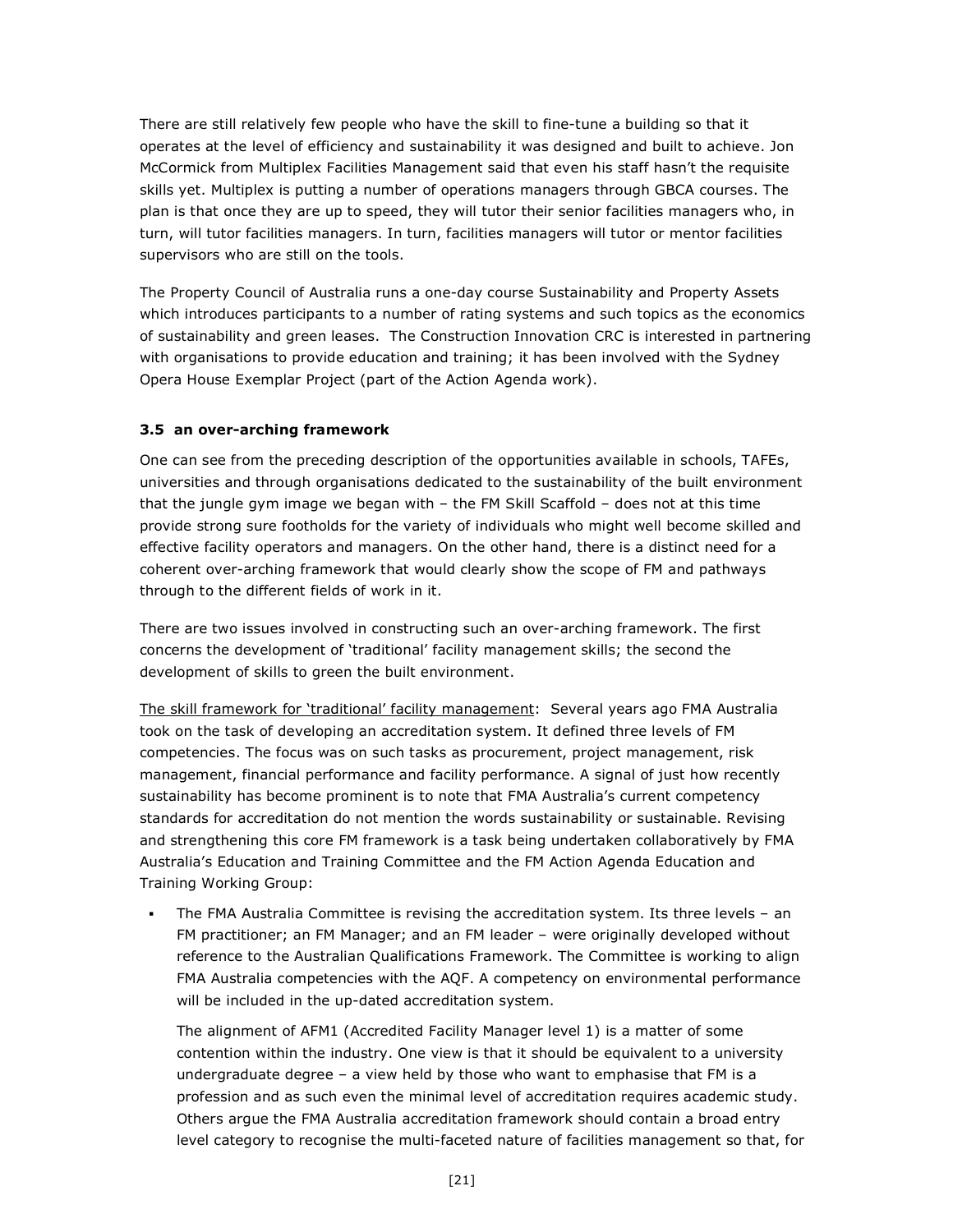There are still relatively few people who have the skill to fine-tune a building so that it operates at the level of efficiency and sustainability it was designed and built to achieve. Jon McCormick from Multiplex Facilities Management said that even his staff hasn't the requisite skills yet. Multiplex is putting a number of operations managers through GBCA courses. The plan is that once they are up to speed, they will tutor their senior facilities managers who, in turn, will tutor facilities managers. In turn, facilities managers will tutor or mentor facilities supervisors who are still on the tools.

The Property Council of Australia runs a one-day course Sustainability and Property Assets which introduces participants to a number of rating systems and such topics as the economics of sustainability and green leases. The Construction Innovation CRC is interested in partnering with organisations to provide education and training; it has been involved with the Sydney Opera House Exemplar Project (part of the Action Agenda work).

### 3.5 an over-arching framework

One can see from the preceding description of the opportunities available in schools, TAFEs, universities and through organisations dedicated to the sustainability of the built environment that the jungle gym image we began with – the FM Skill Scaffold – does not at this time provide strong sure footholds for the variety of individuals who might well become skilled and effective facility operators and managers. On the other hand, there is a distinct need for a coherent over-arching framework that would clearly show the scope of FM and pathways through to the different fields of work in it.

There are two issues involved in constructing such an over-arching framework. The first concerns the development of 'traditional' facility management skills; the second the development of skills to green the built environment.

<u>The skill framework for 'traditional' facility management</u>: Several years ago FMA Australia took on the task of developing an accreditation system. It defined three levels of FM competencies. The focus was on such tasks as procurement, project management, risk management, financial performance and facility performance. A signal of just how recently sustainability has become prominent is to note that FMA Australia's current competency standards for accreditation do not mention the words sustainability or sustainable. Revising and strengthening this core FM framework is a task being undertaken collaboratively by FMA Australia's Education and Training Committee and the FM Action Agenda Education and Training Working Group:

- The FMA Australia Committee is revising the accreditation system. Its three levels – an FM practitioner; an FM Manager; and an FM leader – were originally developed without reference to the Australian Qualifications Framework. The Committee is working to align FMA Australia competencies with the AQF. A competency on environmental performance will be included in the up-dated accreditation system.

  The alignment of AFM1 (Accredited Facility Manager level 1) is a matter of some contention within the industry. One view is that it should be equivalent to a university undergraduate degree – a view held by those who want to emphasise that FM is a profession and as such even the minimal level of accreditation requires academic study. Others argue the FMA Australia accreditation framework should contain a broad entry level category to recognise the multi-faceted nature of facilities management so that, for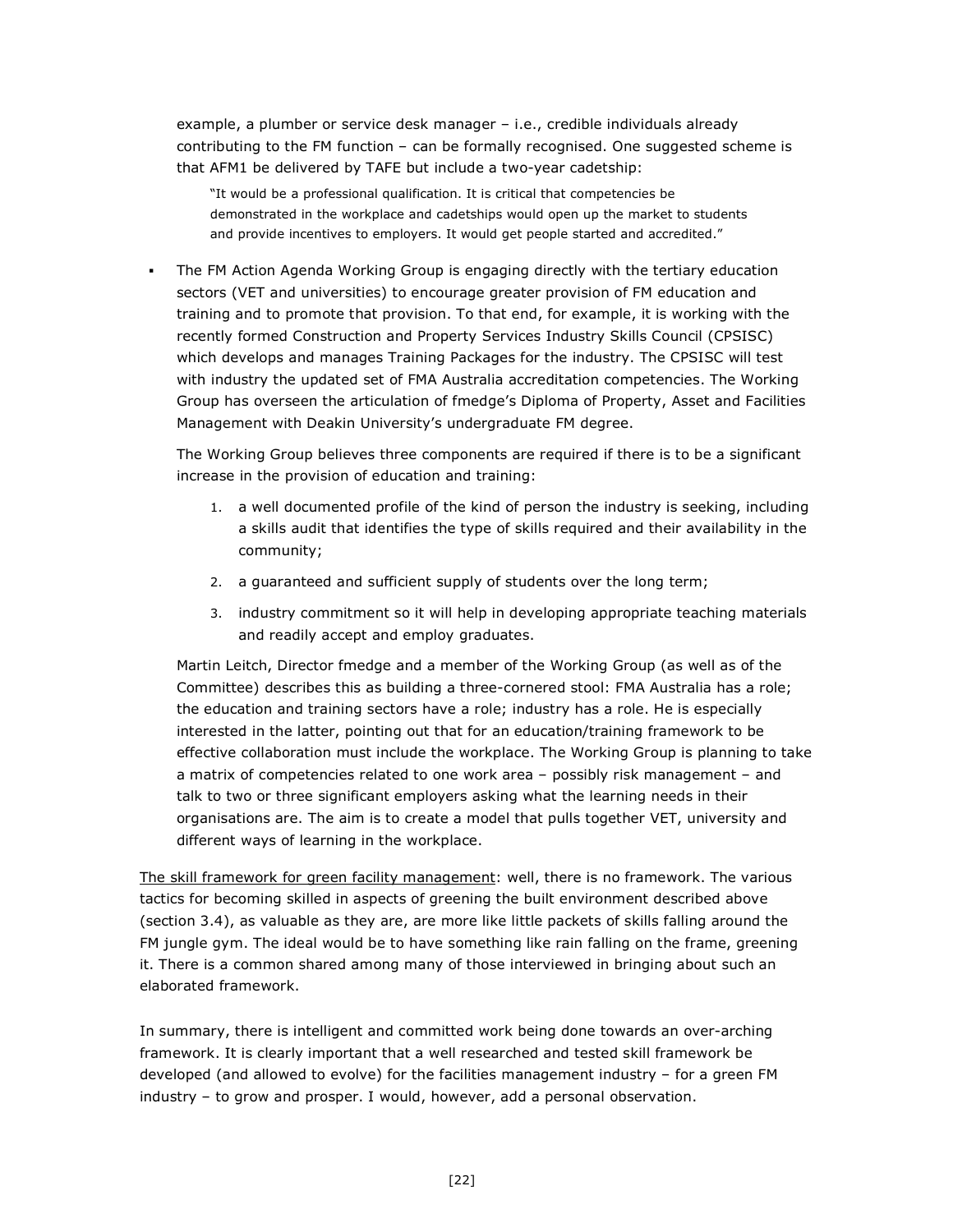example, a plumber or service desk manager – i.e., credible individuals already contributing to the FM function – can be formally recognised. One suggested scheme is that AFM1 be delivered by TAFE but include a two-year cadetship:

> "It would be a professional qualification. It is critical that competencies be demonstrated in the workplace and cadetships would open up the market to students and provide incentives to employers. It would get people started and accredited."

- The FM Action Agenda Working Group is engaging directly with the tertiary education sectors (VET and universities) to encourage greater provision of FM education and training and to promote that provision. To that end, for example, it is working with the recently formed Construction and Property Services Industry Skills Council (CPSISC) which develops and manages Training Packages for the industry. The CPSISC will test with industry the updated set of FMA Australia accreditation competencies. The Working Group has overseen the articulation of fmedge's Diploma of Property, Asset and Facilities Management with Deakin University's undergraduate FM degree.

  The Working Group believes three components are required if there is to be a significant increase in the provision of education and training:

  1. a well documented profile of the kind of person the industry is seeking, including a skills audit that identifies the type of skills required and their availability in the community;
  2. a guaranteed and sufficient supply of students over the long term;
  3. industry commitment so it will help in developing appropriate teaching materials and readily accept and employ graduates.

  Martin Leitch, Director fmedge and a member of the Working Group (as well as of the Committee) describes this as building a three-cornered stool: FMA Australia has a role; the education and training sectors have a role; industry has a role. He is especially interested in the latter, pointing out that for an education/training framework to be effective collaboration must include the workplace. The Working Group is planning to take a matrix of competencies related to one work area – possibly risk management – and talk to two or three significant employers asking what the learning needs in their organisations are. The aim is to create a model that pulls together VET, university and different ways of learning in the workplace.

The skill framework for green facility management: well, there is no framework. The various tactics for becoming skilled in aspects of greening the built environment described above (section 3.4), as valuable as they are, are more like little packets of skills falling around the FM jungle gym. The ideal would be to have something like rain falling on the frame, greening it. There is a common shared among many of those interviewed in bringing about such an elaborated framework.

In summary, there is intelligent and committed work being done towards an over-arching framework. It is clearly important that a well researched and tested skill framework be developed (and allowed to evolve) for the facilities management industry – for a green FM industry – to grow and prosper. I would, however, add a personal observation.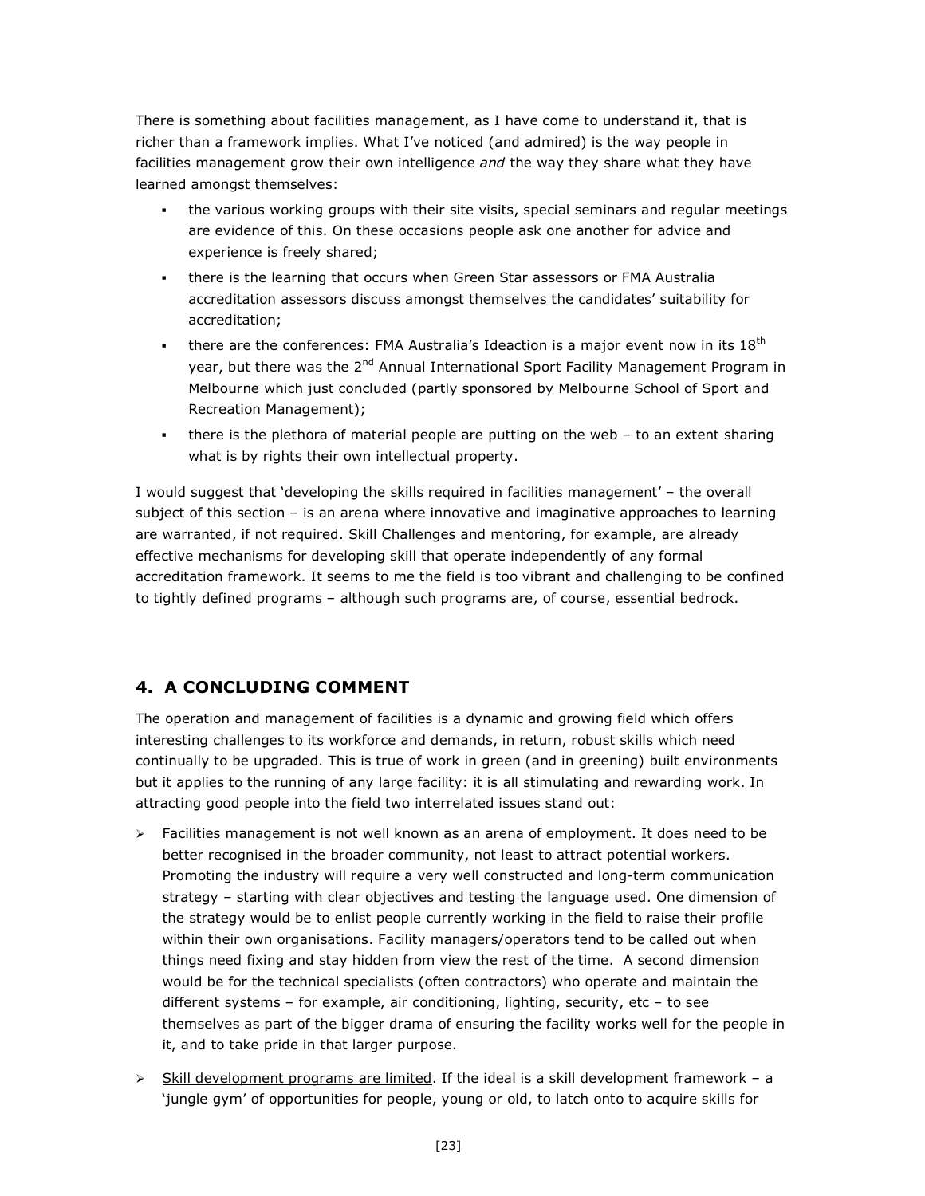There is something about facilities management, as I have come to understand it, that is richer than a framework implies. What I've noticed (and admired) is the way people in facilities management grow their own intelligence *and* the way they share what they have learned amongst themselves:

- the various working groups with their site visits, special seminars and regular meetings are evidence of this. On these occasions people ask one another for advice and experience is freely shared;
- there is the learning that occurs when Green Star assessors or FMA Australia accreditation assessors discuss amongst themselves the candidates' suitability for accreditation;
- there are the conferences: FMA Australia's Ideaction is a major event now in its 18th year, but there was the 2nd Annual International Sport Facility Management Program in Melbourne which just concluded (partly sponsored by Melbourne School of Sport and Recreation Management);
- there is the plethora of material people are putting on the web – to an extent sharing what is by rights their own intellectual property.

I would suggest that 'developing the skills required in facilities management' – the overall subject of this section – is an arena where innovative and imaginative approaches to learning are warranted, if not required. Skill Challenges and mentoring, for example, are already effective mechanisms for developing skill that operate independently of any formal accreditation framework. It seems to me the field is too vibrant and challenging to be confined to tightly defined programs – although such programs are, of course, essential bedrock.

## 4. A CONCLUDING COMMENT

The operation and management of facilities is a dynamic and growing field which offers interesting challenges to its workforce and demands, in return, robust skills which need continually to be upgraded. This is true of work in green (and in greening) built environments but it applies to the running of any large facility: it is all stimulating and rewarding work. In attracting good people into the field two interrelated issues stand out:

- Facilities management is not well known as an arena of employment. It does need to be better recognised in the broader community, not least to attract potential workers. Promoting the industry will require a very well constructed and long-term communication strategy – starting with clear objectives and testing the language used. One dimension of the strategy would be to enlist people currently working in the field to raise their profile within their own organisations. Facility managers/operators tend to be called out when things need fixing and stay hidden from view the rest of the time. A second dimension would be for the technical specialists (often contractors) who operate and maintain the different systems – for example, air conditioning, lighting, security, etc – to see themselves as part of the bigger drama of ensuring the facility works well for the people in it, and to take pride in that larger purpose.
- Skill development programs are limited. If the ideal is a skill development framework – a 'jungle gym' of opportunities for people, young or old, to latch onto to acquire skills for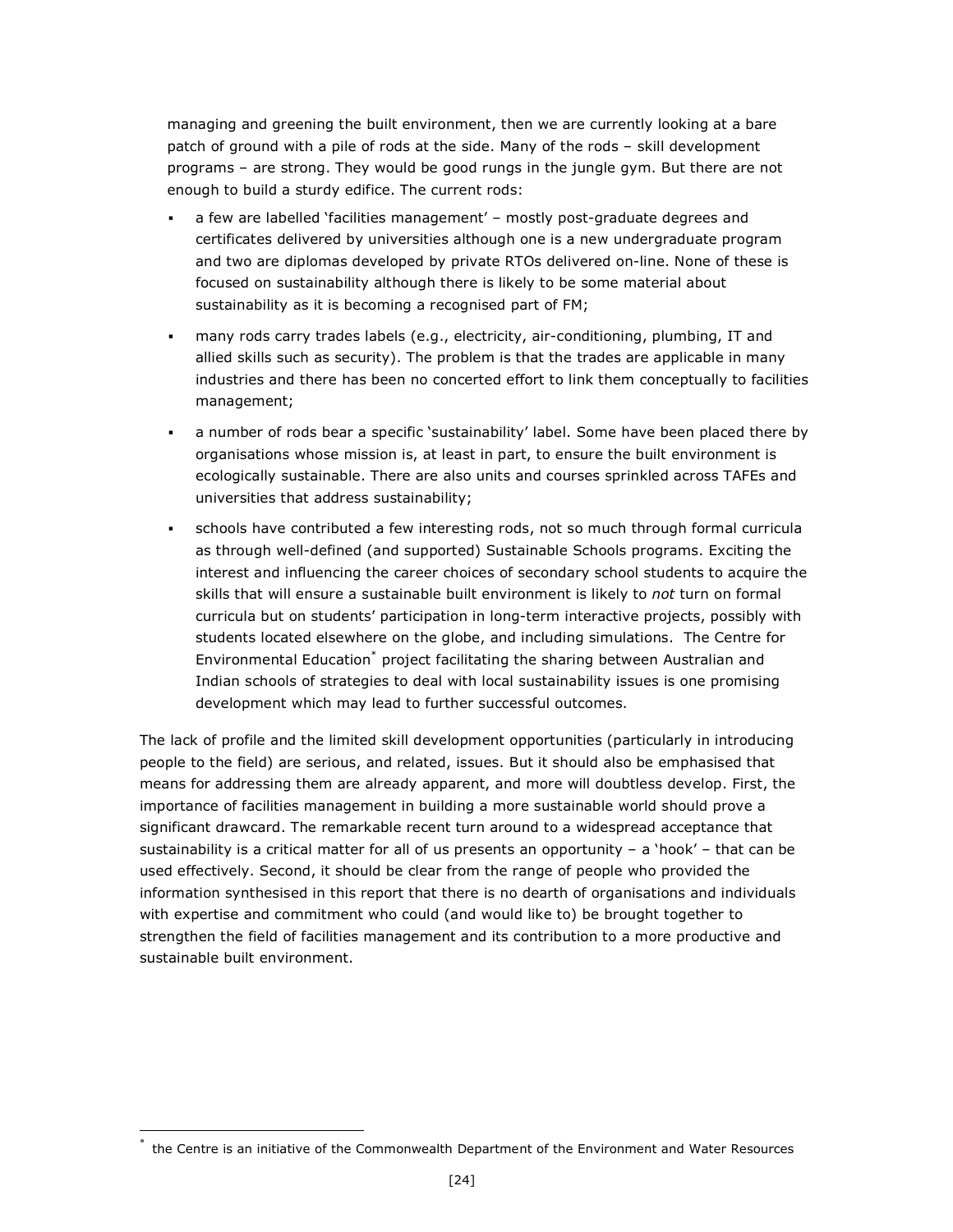managing and greening the built environment, then we are currently looking at a bare patch of ground with a pile of rods at the side. Many of the rods – skill development programs – are strong. They would be good rungs in the jungle gym. But there are not enough to build a sturdy edifice. The current rods:

- a few are labelled 'facilities management' – mostly post-graduate degrees and certificates delivered by universities although one is a new undergraduate program and two are diplomas developed by private RTOs delivered on-line. None of these is focused on sustainability although there is likely to be some material about sustainability as it is becoming a recognised part of FM;
- many rods carry trades labels (e.g., electricity, air-conditioning, plumbing, IT and allied skills such as security). The problem is that the trades are applicable in many industries and there has been no concerted effort to link them conceptually to facilities management;
- a number of rods bear a specific 'sustainability' label. Some have been placed there by organisations whose mission is, at least in part, to ensure the built environment is ecologically sustainable. There are also units and courses sprinkled across TAFEs and universities that address sustainability;
- schools have contributed a few interesting rods, not so much through formal curricula as through well-defined (and supported) Sustainable Schools programs. Exciting the interest and influencing the career choices of secondary school students to acquire the skills that will ensure a sustainable built environment is likely to *not* turn on formal curricula but on students' participation in long-term interactive projects, possibly with students located elsewhere on the globe, and including simulations. The Centre for Environmental Education* project facilitating the sharing between Australian and Indian schools of strategies to deal with local sustainability issues is one promising development which may lead to further successful outcomes.

The lack of profile and the limited skill development opportunities (particularly in introducing people to the field) are serious, and related, issues. But it should also be emphasised that means for addressing them are already apparent, and more will doubtless develop. First, the importance of facilities management in building a more sustainable world should prove a significant drawcard. The remarkable recent turn around to a widespread acceptance that sustainability is a critical matter for all of us presents an opportunity – a 'hook' – that can be used effectively. Second, it should be clear from the range of people who provided the information synthesised in this report that there is no dearth of organisations and individuals with expertise and commitment who could (and would like to) be brought together to strengthen the field of facilities management and its contribution to a more productive and sustainable built environment.

---

* the Centre is an initiative of the Commonwealth Department of the Environment and Water Resources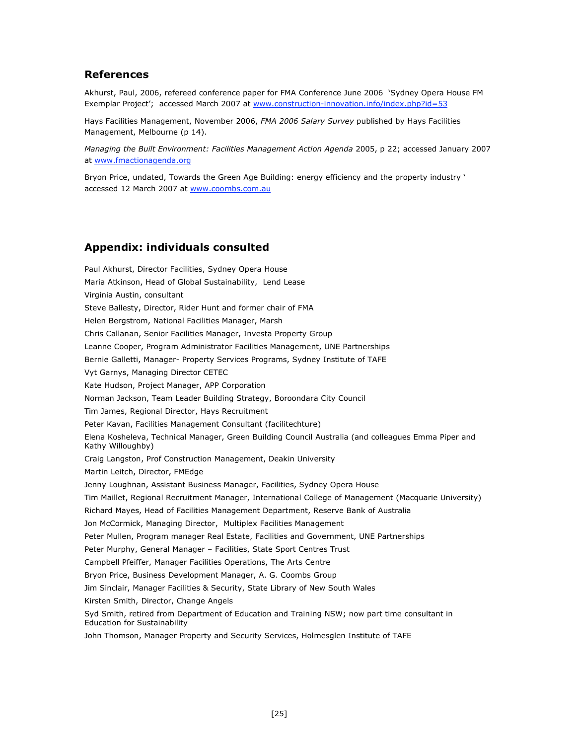## References

Akhurst, Paul, 2006, refereed conference paper for FMA Conference June 2006 'Sydney Opera House FM Exemplar Project'; accessed March 2007 at www.construction-innovation.info/index.php?id=53

Hays Facilities Management, November 2006, *FMA 2006 Salary Survey* published by Hays Facilities Management, Melbourne (p 14).

*Managing the Built Environment: Facilities Management Action Agenda* 2005, p 22; accessed January 2007 at www.fmactionagenda.org

Bryon Price, undated, Towards the Green Age Building: energy efficiency and the property industry ' accessed 12 March 2007 at www.coombs.com.au

## Appendix: individuals consulted

Paul Akhurst, Director Facilities, Sydney Opera House

Maria Atkinson, Head of Global Sustainability, Lend Lease

Virginia Austin, consultant

Steve Ballesty, Director, Rider Hunt and former chair of FMA

Helen Bergstrom, National Facilities Manager, Marsh

Chris Callanan, Senior Facilities Manager, Investa Property Group

Leanne Cooper, Program Administrator Facilities Management, UNE Partnerships

Bernie Galletti, Manager- Property Services Programs, Sydney Institute of TAFE

Vyt Garnys, Managing Director CETEC

Kate Hudson, Project Manager, APP Corporation

Norman Jackson, Team Leader Building Strategy, Boroondara City Council

Tim James, Regional Director, Hays Recruitment

Peter Kavan, Facilities Management Consultant (facilitechture)

Elena Kosheleva, Technical Manager, Green Building Council Australia (and colleagues Emma Piper and Kathy Willoughby)

Craig Langston, Prof Construction Management, Deakin University

Martin Leitch, Director, FMEdge

Jenny Loughnan, Assistant Business Manager, Facilities, Sydney Opera House

Tim Maillet, Regional Recruitment Manager, International College of Management (Macquarie University)

Richard Mayes, Head of Facilities Management Department, Reserve Bank of Australia

Jon McCormick, Managing Director, Multiplex Facilities Management

Peter Mullen, Program manager Real Estate, Facilities and Government, UNE Partnerships

Peter Murphy, General Manager – Facilities, State Sport Centres Trust

Campbell Pfeiffer, Manager Facilities Operations, The Arts Centre

Bryon Price, Business Development Manager, A. G. Coombs Group

Jim Sinclair, Manager Facilities & Security, State Library of New South Wales

Kirsten Smith, Director, Change Angels

Syd Smith, retired from Department of Education and Training NSW; now part time consultant in Education for Sustainability

John Thomson, Manager Property and Security Services, Holmesglen Institute of TAFE